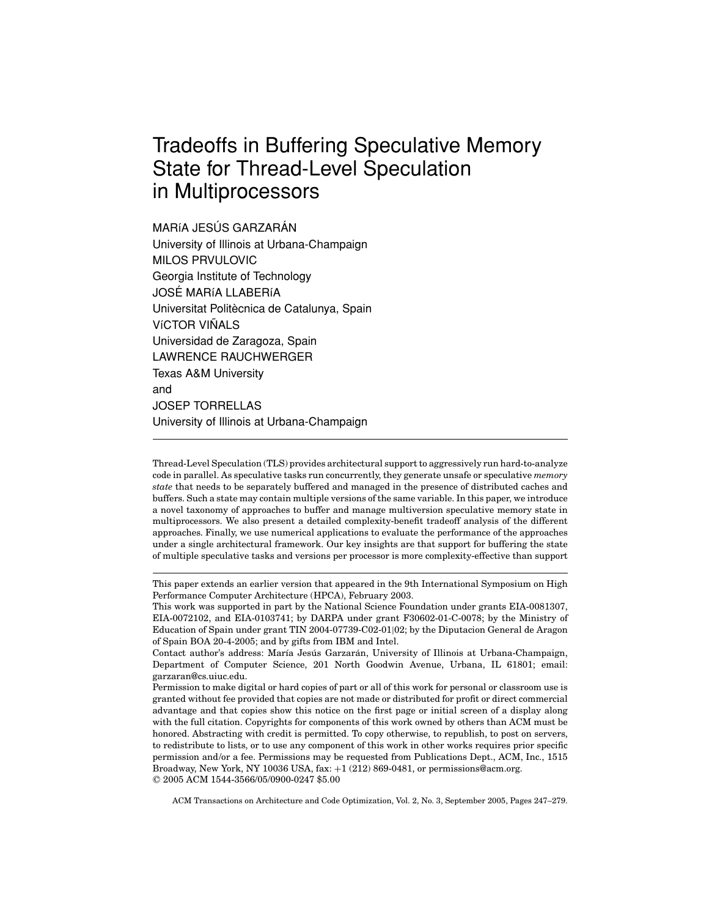# Tradeoffs in Buffering Speculative Memory State for Thread-Level Speculation in Multiprocessors

MARíA JESÚS GARZARÁN
University of Illinois at Urbana-Champaign
MILOS PRVULOVIC
Georgia Institute of Technology
JOSÉ MARíA LLABERíA
Universitat Politècnica de Catalunya, Spain
VíCTOR VIÑALS
Universidad de Zaragoza, Spain
LAWRENCE RAUCHWERGER
Texas A&M University
and
JOSEP TORRELLAS
University of Illinois at Urbana-Champaign

---

Thread-Level Speculation (TLS) provides architectural support to aggressively run hard-to-analyze code in parallel. As speculative tasks run concurrently, they generate unsafe or speculative *memory state* that needs to be separately buffered and managed in the presence of distributed caches and buffers. Such a state may contain multiple versions of the same variable. In this paper, we introduce a novel taxonomy of approaches to buffer and manage multiversion speculative memory state in multiprocessors. We also present a detailed complexity-benefit tradeoff analysis of the different approaches. Finally, we use numerical applications to evaluate the performance of the approaches under a single architectural framework. Our key insights are that support for buffering the state of multiple speculative tasks and versions per processor is more complexity-effective than support

---

This paper extends an earlier version that appeared in the 9th International Symposium on High Performance Computer Architecture (HPCA), February 2003.

This work was supported in part by the National Science Foundation under grants EIA-0081307, EIA-0072102, and EIA-0103741; by DARPA under grant F30602-01-C-0078; by the Ministry of Education of Spain under grant TIN 2004-07739-C02-01|02; by the Diputacion General de Aragon of Spain BOA 20-4-2005; and by gifts from IBM and Intel.

Contact author's address: María Jesús Garzarán, University of Illinois at Urbana-Champaign, Department of Computer Science, 201 North Goodwin Avenue, Urbana, IL 61801; email: garzaran@cs.uiuc.edu.

Permission to make digital or hard copies of part or all of this work for personal or classroom use is granted without fee provided that copies are not made or distributed for profit or direct commercial advantage and that copies show this notice on the first page or initial screen of a display along with the full citation. Copyrights for components of this work owned by others than ACM must be honored. Abstracting with credit is permitted. To copy otherwise, to republish, to post on servers, to redistribute to lists, or to use any component of this work in other works requires prior specific permission and/or a fee. Permissions may be requested from Publications Dept., ACM, Inc., 1515 Broadway, New York, NY 10036 USA, fax: +1 (212) 869-0481, or permissions@acm.org.
© 2005 ACM 1544-3566/05/0900-0247 $5.00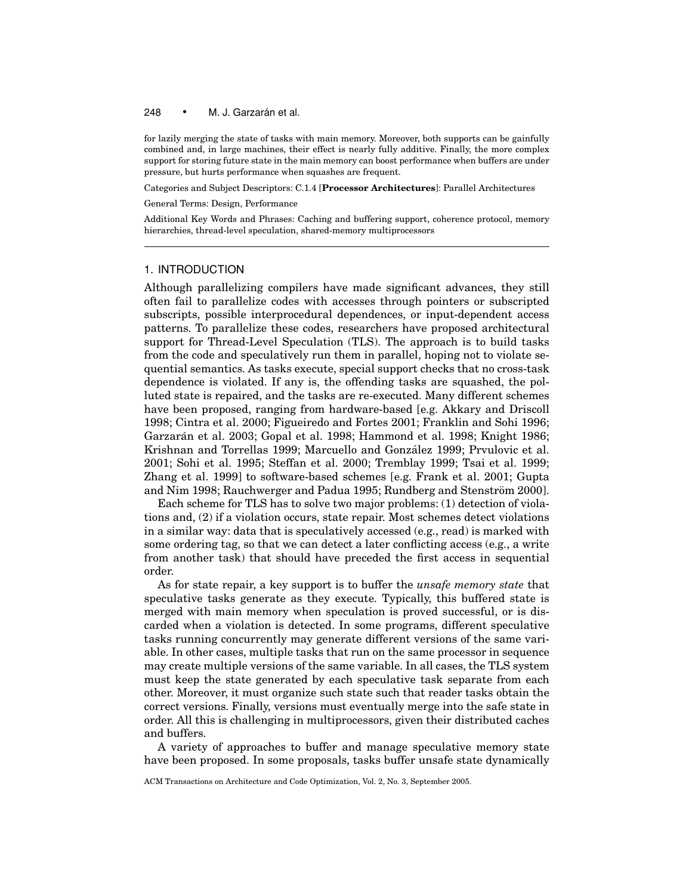for lazily merging the state of tasks with main memory. Moreover, both supports can be gainfully combined and, in large machines, their effect is nearly fully additive. Finally, the more complex support for storing future state in the main memory can boost performance when buffers are under pressure, but hurts performance when squashes are frequent.

Categories and Subject Descriptors: C.1.4 [**Processor Architectures**]: Parallel Architectures

General Terms: Design, Performance

Additional Key Words and Phrases: Caching and buffering support, coherence protocol, memory hierarchies, thread-level speculation, shared-memory multiprocessors

## 1. INTRODUCTION

Although parallelizing compilers have made significant advances, they still often fail to parallelize codes with accesses through pointers or subscripted subscripts, possible interprocedural dependences, or input-dependent access patterns. To parallelize these codes, researchers have proposed architectural support for Thread-Level Speculation (TLS). The approach is to build tasks from the code and speculatively run them in parallel, hoping not to violate sequential semantics. As tasks execute, special support checks that no cross-task dependence is violated. If any is, the offending tasks are squashed, the polluted state is repaired, and the tasks are re-executed. Many different schemes have been proposed, ranging from hardware-based [e.g. Akkary and Driscoll 1998; Cintra et al. 2000; Figueiredo and Fortes 2001; Franklin and Sohi 1996; Garzarán et al. 2003; Gopal et al. 1998; Hammond et al. 1998; Knight 1986; Krishnan and Torrellas 1999; Marcuello and González 1999; Prvulovic et al. 2001; Sohi et al. 1995; Steffan et al. 2000; Tremblay 1999; Tsai et al. 1999; Zhang et al. 1999] to software-based schemes [e.g. Frank et al. 2001; Gupta and Nim 1998; Rauchwerger and Padua 1995; Rundberg and Stenström 2000].

Each scheme for TLS has to solve two major problems: (1) detection of violations and, (2) if a violation occurs, state repair. Most schemes detect violations in a similar way: data that is speculatively accessed (e.g., read) is marked with some ordering tag, so that we can detect a later conflicting access (e.g., a write from another task) that should have preceded the first access in sequential order.

As for state repair, a key support is to buffer the *unsafe memory state* that speculative tasks generate as they execute. Typically, this buffered state is merged with main memory when speculation is proved successful, or is discarded when a violation is detected. In some programs, different speculative tasks running concurrently may generate different versions of the same variable. In other cases, multiple tasks that run on the same processor in sequence may create multiple versions of the same variable. In all cases, the TLS system must keep the state generated by each speculative task separate from each other. Moreover, it must organize such state such that reader tasks obtain the correct versions. Finally, versions must eventually merge into the safe state in order. All this is challenging in multiprocessors, given their distributed caches and buffers.

A variety of approaches to buffer and manage speculative memory state have been proposed. In some proposals, tasks buffer unsafe state dynamically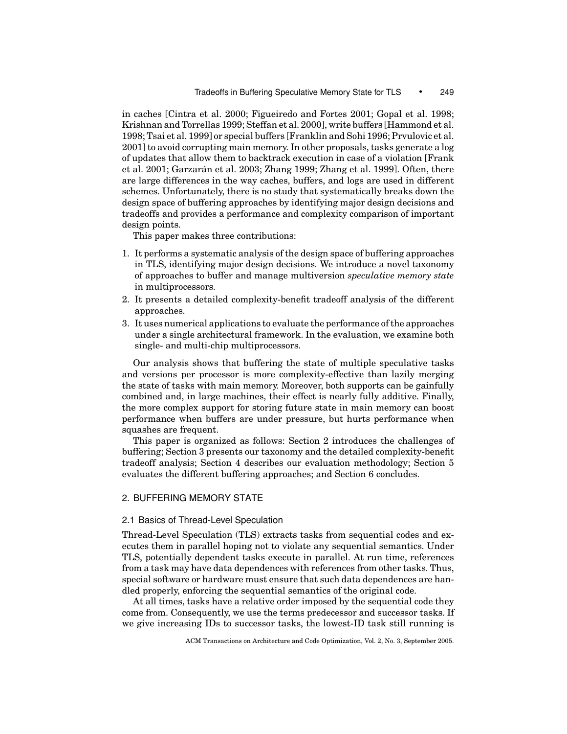in caches [Cintra et al. 2000; Figueiredo and Fortes 2001; Gopal et al. 1998; Krishnan and Torrellas 1999; Steffan et al. 2000], write buffers [Hammond et al. 1998; Tsai et al. 1999] or special buffers [Franklin and Sohi 1996; Prvulovic et al. 2001] to avoid corrupting main memory. In other proposals, tasks generate a log of updates that allow them to backtrack execution in case of a violation [Frank et al. 2001; Garzarán et al. 2003; Zhang 1999; Zhang et al. 1999]. Often, there are large differences in the way caches, buffers, and logs are used in different schemes. Unfortunately, there is no study that systematically breaks down the design space of buffering approaches by identifying major design decisions and tradeoffs and provides a performance and complexity comparison of important design points.

This paper makes three contributions:

1. It performs a systematic analysis of the design space of buffering approaches in TLS, identifying major design decisions. We introduce a novel taxonomy of approaches to buffer and manage multiversion *speculative memory state* in multiprocessors.
2. It presents a detailed complexity-benefit tradeoff analysis of the different approaches.
3. It uses numerical applications to evaluate the performance of the approaches under a single architectural framework. In the evaluation, we examine both single- and multi-chip multiprocessors.

Our analysis shows that buffering the state of multiple speculative tasks and versions per processor is more complexity-effective than lazily merging the state of tasks with main memory. Moreover, both supports can be gainfully combined and, in large machines, their effect is nearly fully additive. Finally, the more complex support for storing future state in main memory can boost performance when buffers are under pressure, but hurts performance when squashes are frequent.

This paper is organized as follows: Section 2 introduces the challenges of buffering; Section 3 presents our taxonomy and the detailed complexity-benefit tradeoff analysis; Section 4 describes our evaluation methodology; Section 5 evaluates the different buffering approaches; and Section 6 concludes.

## 2. BUFFERING MEMORY STATE

### 2.1 Basics of Thread-Level Speculation

Thread-Level Speculation (TLS) extracts tasks from sequential codes and executes them in parallel hoping not to violate any sequential semantics. Under TLS, potentially dependent tasks execute in parallel. At run time, references from a task may have data dependences with references from other tasks. Thus, special software or hardware must ensure that such data dependences are handled properly, enforcing the sequential semantics of the original code.

At all times, tasks have a relative order imposed by the sequential code they come from. Consequently, we use the terms predecessor and successor tasks. If we give increasing IDs to successor tasks, the lowest-ID task still running is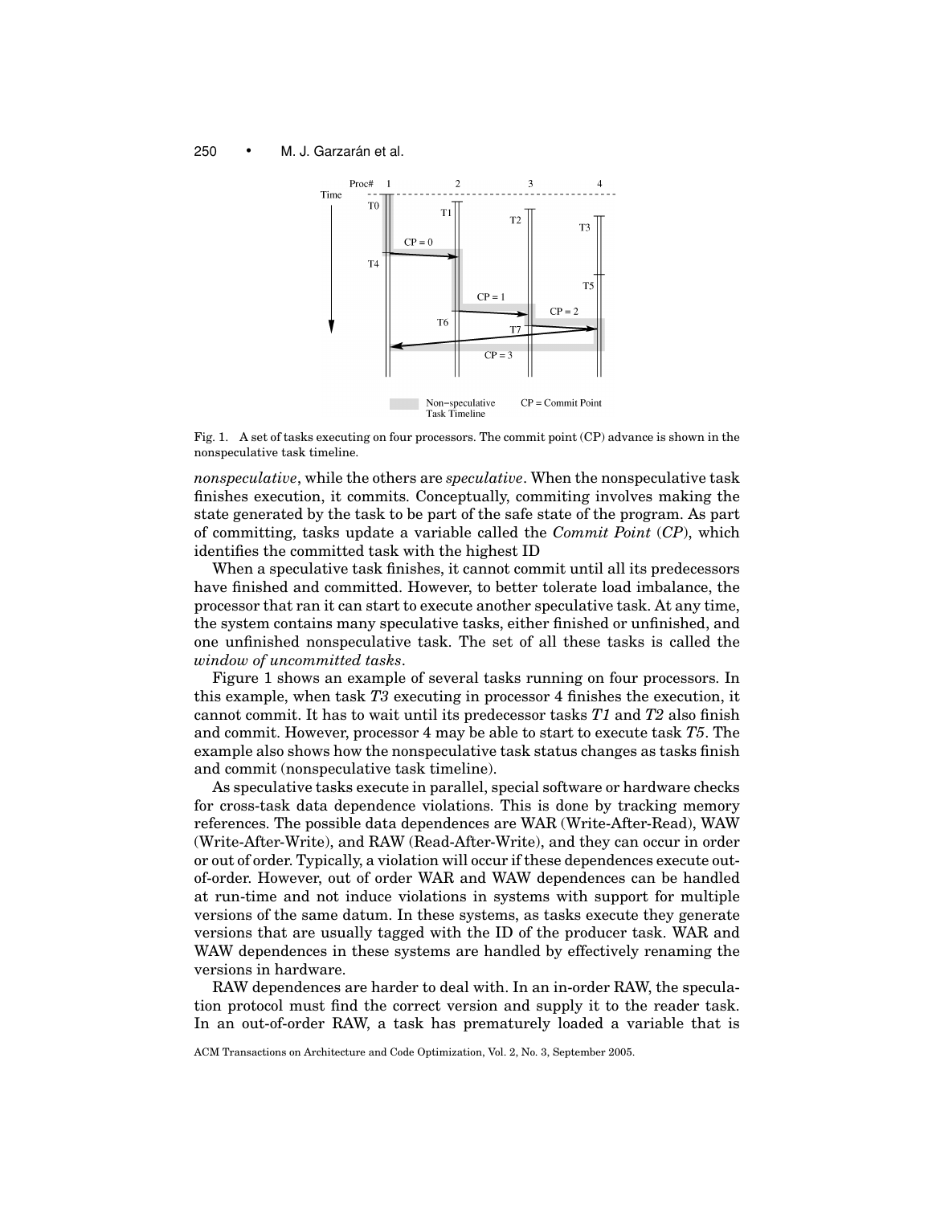Proc# 1 2 3 4

Time

T0

T1

T2

T3

CP = 0

T4

T5

CP = 1

CP = 2

T6

T7

CP = 3

Non−speculative Task Timeline

CP = Commit Point

Fig. 1. A set of tasks executing on four processors. The commit point (CP) advance is shown in the nonspeculative task timeline.

*nonspeculative*, while the others are *speculative*. When the nonspeculative task finishes execution, it commits. Conceptually, commiting involves making the state generated by the task to be part of the safe state of the program. As part of committing, tasks update a variable called the *Commit Point* (*CP*), which identifies the committed task with the highest ID

When a speculative task finishes, it cannot commit until all its predecessors have finished and committed. However, to better tolerate load imbalance, the processor that ran it can start to execute another speculative task. At any time, the system contains many speculative tasks, either finished or unfinished, and one unfinished nonspeculative task. The set of all these tasks is called the *window of uncommitted tasks*.

Figure 1 shows an example of several tasks running on four processors. In this example, when task *T3* executing in processor 4 finishes the execution, it cannot commit. It has to wait until its predecessor tasks *T1* and *T2* also finish and commit. However, processor 4 may be able to start to execute task *T5*. The example also shows how the nonspeculative task status changes as tasks finish and commit (nonspeculative task timeline).

As speculative tasks execute in parallel, special software or hardware checks for cross-task data dependence violations. This is done by tracking memory references. The possible data dependences are WAR (Write-After-Read), WAW (Write-After-Write), and RAW (Read-After-Write), and they can occur in order or out of order. Typically, a violation will occur if these dependences execute out-of-order. However, out of order WAR and WAW dependences can be handled at run-time and not induce violations in systems with support for multiple versions of the same datum. In these systems, as tasks execute they generate versions that are usually tagged with the ID of the producer task. WAR and WAW dependences in these systems are handled by effectively renaming the versions in hardware.

RAW dependences are harder to deal with. In an in-order RAW, the speculation protocol must find the correct version and supply it to the reader task. In an out-of-order RAW, a task has prematurely loaded a variable that is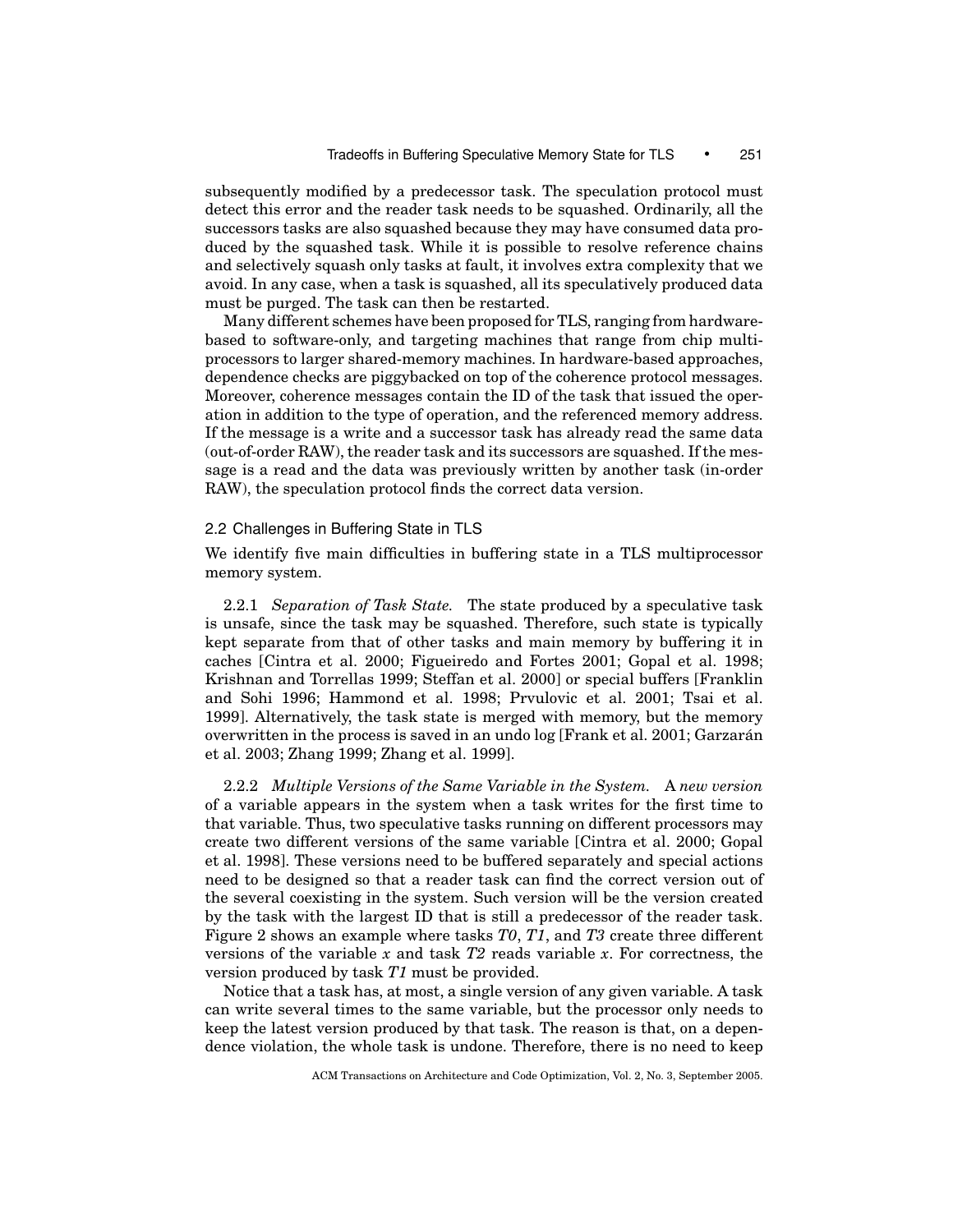subsequently modified by a predecessor task. The speculation protocol must detect this error and the reader task needs to be squashed. Ordinarily, all the successors tasks are also squashed because they may have consumed data produced by the squashed task. While it is possible to resolve reference chains and selectively squash only tasks at fault, it involves extra complexity that we avoid. In any case, when a task is squashed, all its speculatively produced data must be purged. The task can then be restarted.

Many different schemes have been proposed for TLS, ranging from hardware-based to software-only, and targeting machines that range from chip multiprocessors to larger shared-memory machines. In hardware-based approaches, dependence checks are piggybacked on top of the coherence protocol messages. Moreover, coherence messages contain the ID of the task that issued the operation in addition to the type of operation, and the referenced memory address. If the message is a write and a successor task has already read the same data (out-of-order RAW), the reader task and its successors are squashed. If the message is a read and the data was previously written by another task (in-order RAW), the speculation protocol finds the correct data version.

## 2.2 Challenges in Buffering State in TLS

We identify five main difficulties in buffering state in a TLS multiprocessor memory system.

2.2.1 *Separation of Task State.* The state produced by a speculative task is unsafe, since the task may be squashed. Therefore, such state is typically kept separate from that of other tasks and main memory by buffering it in caches [Cintra et al. 2000; Figueiredo and Fortes 2001; Gopal et al. 1998; Krishnan and Torrellas 1999; Steffan et al. 2000] or special buffers [Franklin and Sohi 1996; Hammond et al. 1998; Prvulovic et al. 2001; Tsai et al. 1999]. Alternatively, the task state is merged with memory, but the memory overwritten in the process is saved in an undo log [Frank et al. 2001; Garzarán et al. 2003; Zhang 1999; Zhang et al. 1999].

2.2.2 *Multiple Versions of the Same Variable in the System.* A *new version* of a variable appears in the system when a task writes for the first time to that variable. Thus, two speculative tasks running on different processors may create two different versions of the same variable [Cintra et al. 2000; Gopal et al. 1998]. These versions need to be buffered separately and special actions need to be designed so that a reader task can find the correct version out of the several coexisting in the system. Such version will be the version created by the task with the largest ID that is still a predecessor of the reader task. Figure 2 shows an example where tasks *T0*, *T1*, and *T3* create three different versions of the variable *x* and task *T2* reads variable *x*. For correctness, the version produced by task *T1* must be provided.

Notice that a task has, at most, a single version of any given variable. A task can write several times to the same variable, but the processor only needs to keep the latest version produced by that task. The reason is that, on a dependence violation, the whole task is undone. Therefore, there is no need to keep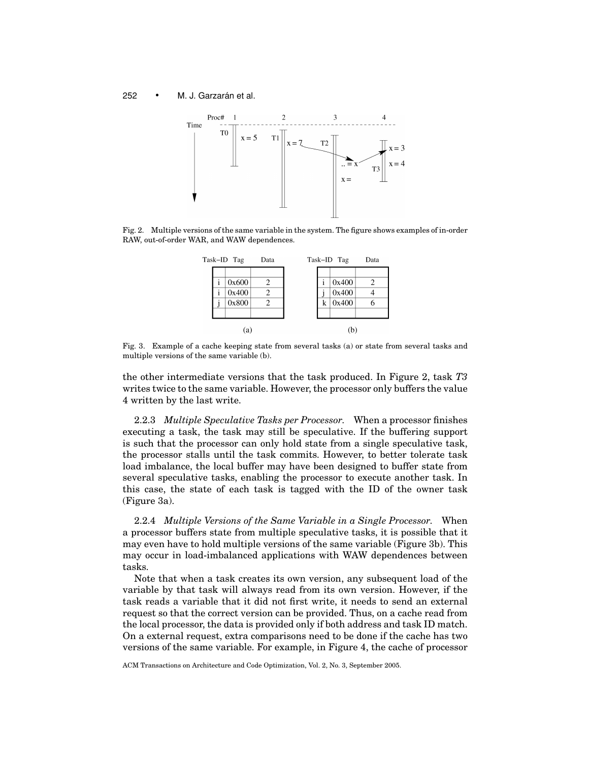Fig. 2. Multiple versions of the same variable in the system. The figure shows examples of in-order RAW, out-of-order WAR, and WAW dependences.

(a)

| Task–ID | Tag | Data |
|---|---|---|
| i | 0x600 | 2 |
| i | 0x400 | 2 |
| j | 0x800 | 2 |

(b)

| Task–ID | Tag | Data |
|---|---|---|
| i | 0x400 | 2 |
| j | 0x400 | 4 |
| k | 0x400 | 6 |

Fig. 3. Example of a cache keeping state from several tasks (a) or state from several tasks and multiple versions of the same variable (b).

the other intermediate versions that the task produced. In Figure 2, task *T3* writes twice to the same variable. However, the processor only buffers the value 4 written by the last write.

2.2.3 *Multiple Speculative Tasks per Processor.* When a processor finishes executing a task, the task may still be speculative. If the buffering support is such that the processor can only hold state from a single speculative task, the processor stalls until the task commits. However, to better tolerate task load imbalance, the local buffer may have been designed to buffer state from several speculative tasks, enabling the processor to execute another task. In this case, the state of each task is tagged with the ID of the owner task (Figure 3a).

2.2.4 *Multiple Versions of the Same Variable in a Single Processor.* When a processor buffers state from multiple speculative tasks, it is possible that it may even have to hold multiple versions of the same variable (Figure 3b). This may occur in load-imbalanced applications with WAW dependences between tasks.

Note that when a task creates its own version, any subsequent load of the variable by that task will always read from its own version. However, if the task reads a variable that it did not first write, it needs to send an external request so that the correct version can be provided. Thus, on a cache read from the local processor, the data is provided only if both address and task ID match. On a external request, extra comparisons need to be done if the cache has two versions of the same variable. For example, in Figure 4, the cache of processor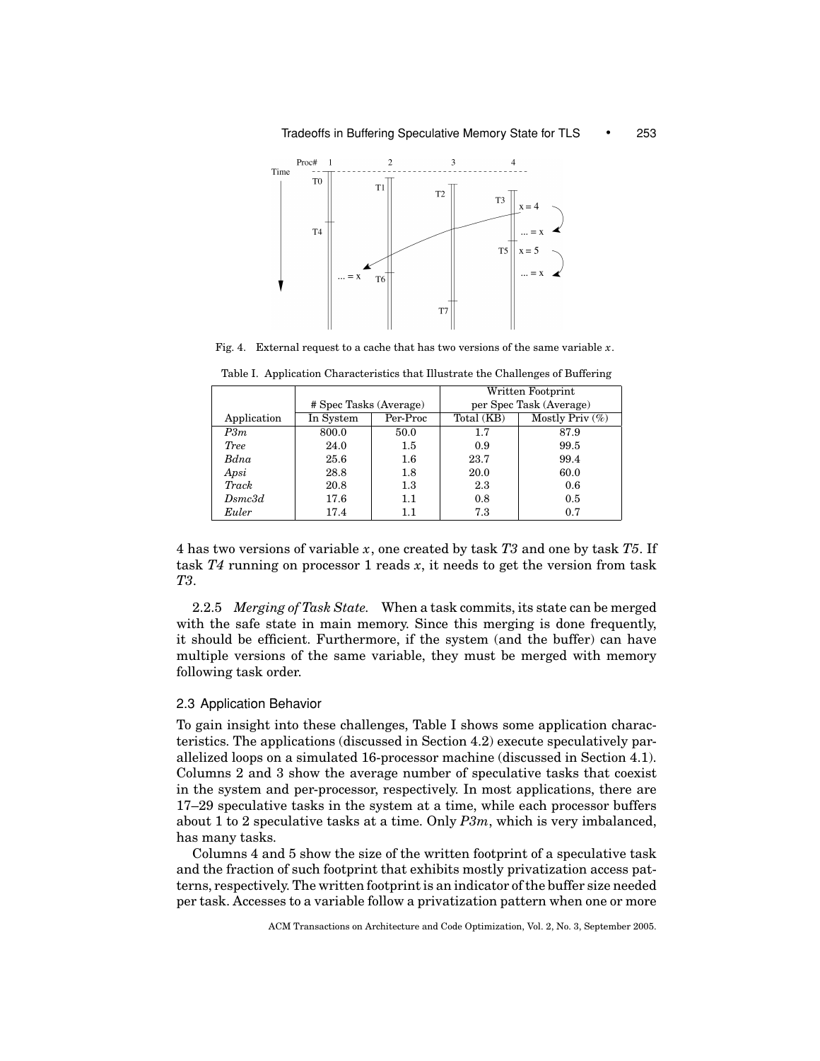Fig. 4. External request to a cache that has two versions of the same variable $x$.

Table I. Application Characteristics that Illustrate the Challenges of Buffering

| Application | # Spec Tasks (Average) | | Written Footprint per Spec Task (Average) | |
|---|---|---|---|---|
| | In System | Per-Proc | Total (KB) | Mostly Priv (%) |
| *P3m* | 800.0 | 50.0 | 1.7 | 87.9 |
| *Tree* | 24.0 | 1.5 | 0.9 | 99.5 |
| *Bdna* | 25.6 | 1.6 | 23.7 | 99.4 |
| *Apsi* | 28.8 | 1.8 | 20.0 | 60.0 |
| *Track* | 20.8 | 1.3 | 2.3 | 0.6 |
| *Dsmc3d* | 17.6 | 1.1 | 0.8 | 0.5 |
| *Euler* | 17.4 | 1.1 | 7.3 | 0.7 |

4 has two versions of variable $x$, one created by task *T3* and one by task *T5*. If task *T4* running on processor 1 reads $x$, it needs to get the version from task *T3*.

2.2.5 *Merging of Task State.* When a task commits, its state can be merged with the safe state in main memory. Since this merging is done frequently, it should be efficient. Furthermore, if the system (and the buffer) can have multiple versions of the same variable, they must be merged with memory following task order.

### 2.3 Application Behavior

To gain insight into these challenges, Table I shows some application characteristics. The applications (discussed in Section 4.2) execute speculatively parallelized loops on a simulated 16-processor machine (discussed in Section 4.1). Columns 2 and 3 show the average number of speculative tasks that coexist in the system and per-processor, respectively. In most applications, there are 17–29 speculative tasks in the system at a time, while each processor buffers about 1 to 2 speculative tasks at a time. Only *P3m*, which is very imbalanced, has many tasks.

Columns 4 and 5 show the size of the written footprint of a speculative task and the fraction of such footprint that exhibits mostly privatization access patterns, respectively. The written footprint is an indicator of the buffer size needed per task. Accesses to a variable follow a privatization pattern when one or more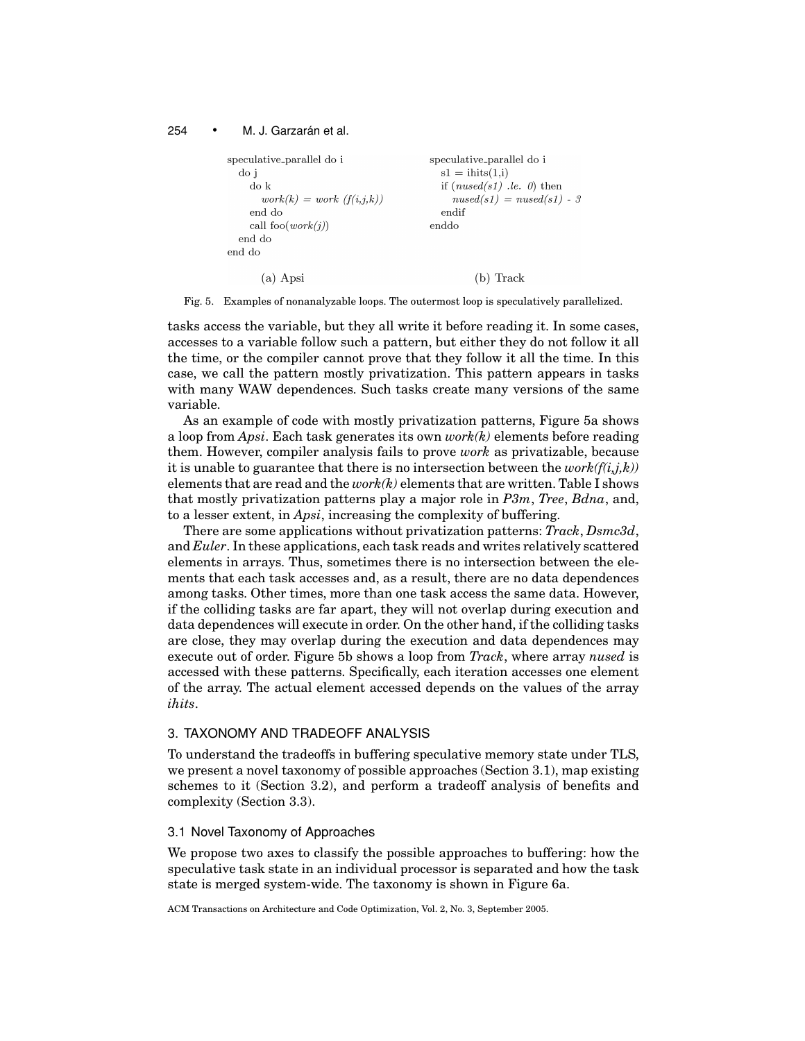```
speculative_parallel do i
   do j
      do k
         work(k) = work (f(i,j,k))
      end do
      call foo(work(j))
   end do
end do
```

(a) Apsi

```
speculative_parallel do i
   s1 = ihits(1,i)
   if (nused(s1) .le. 0) then
      nused(s1) = nused(s1) - 3
   endif
enddo
```

(b) Track

Fig. 5. Examples of nonanalyzable loops. The outermost loop is speculatively parallelized.

tasks access the variable, but they all write it before reading it. In some cases, accesses to a variable follow such a pattern, but either they do not follow it all the time, or the compiler cannot prove that they follow it all the time. In this case, we call the pattern mostly privatization. This pattern appears in tasks with many WAW dependences. Such tasks create many versions of the same variable.

As an example of code with mostly privatization patterns, Figure 5a shows a loop from *Apsi*. Each task generates its own *work(k)* elements before reading them. However, compiler analysis fails to prove *work* as privatizable, because it is unable to guarantee that there is no intersection between the *work(f(i,j,k))* elements that are read and the *work(k)* elements that are written. Table I shows that mostly privatization patterns play a major role in *P3m*, *Tree*, *Bdna*, and, to a lesser extent, in *Apsi*, increasing the complexity of buffering.

There are some applications without privatization patterns: *Track*, *Dsmc3d*, and *Euler*. In these applications, each task reads and writes relatively scattered elements in arrays. Thus, sometimes there is no intersection between the elements that each task accesses and, as a result, there are no data dependences among tasks. Other times, more than one task access the same data. However, if the colliding tasks are far apart, they will not overlap during execution and data dependences will execute in order. On the other hand, if the colliding tasks are close, they may overlap during the execution and data dependences may execute out of order. Figure 5b shows a loop from *Track*, where array *nused* is accessed with these patterns. Specifically, each iteration accesses one element of the array. The actual element accessed depends on the values of the array *ihits*.

## 3. TAXONOMY AND TRADEOFF ANALYSIS

To understand the tradeoffs in buffering speculative memory state under TLS, we present a novel taxonomy of possible approaches (Section 3.1), map existing schemes to it (Section 3.2), and perform a tradeoff analysis of benefits and complexity (Section 3.3).

### 3.1 Novel Taxonomy of Approaches

We propose two axes to classify the possible approaches to buffering: how the speculative task state in an individual processor is separated and how the task state is merged system-wide. The taxonomy is shown in Figure 6a.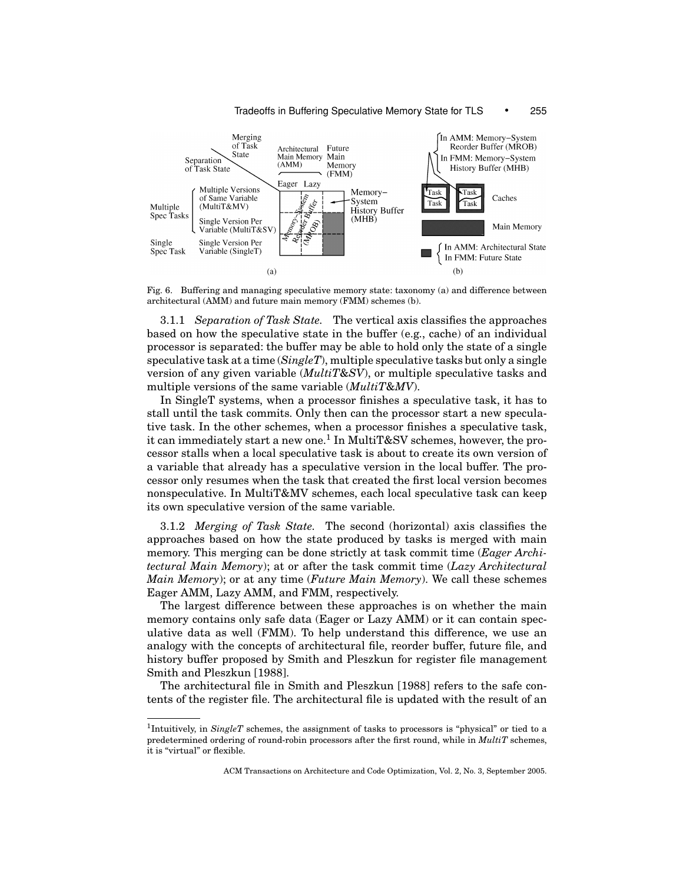Fig. 6. Buffering and managing speculative memory state: taxonomy (a) and difference between architectural (AMM) and future main memory (FMM) schemes (b).

### 3.1.1 *Separation of Task State.*

The vertical axis classifies the approaches based on how the speculative state in the buffer (e.g., cache) of an individual processor is separated: the buffer may be able to hold only the state of a single speculative task at a time (*SingleT*), multiple speculative tasks but only a single version of any given variable (*MultiT&SV*), or multiple speculative tasks and multiple versions of the same variable (*MultiT&MV*).

In SingleT systems, when a processor finishes a speculative task, it has to stall until the task commits. Only then can the processor start a new speculative task. In the other schemes, when a processor finishes a speculative task, it can immediately start a new one.[1] In MultiT&SV schemes, however, the processor stalls when a local speculative task is about to create its own version of a variable that already has a speculative version in the local buffer. The processor only resumes when the task that created the first local version becomes nonspeculative. In MultiT&MV schemes, each local speculative task can keep its own speculative version of the same variable.

### 3.1.2 *Merging of Task State.*

The second (horizontal) axis classifies the approaches based on how the state produced by tasks is merged with main memory. This merging can be done strictly at task commit time (*Eager Architectural Main Memory*); at or after the task commit time (*Lazy Architectural Main Memory*); or at any time (*Future Main Memory*). We call these schemes Eager AMM, Lazy AMM, and FMM, respectively.

The largest difference between these approaches is on whether the main memory contains only safe data (Eager or Lazy AMM) or it can contain speculative data as well (FMM). To help understand this difference, we use an analogy with the concepts of architectural file, reorder buffer, future file, and history buffer proposed by Smith and Pleszkun for register file management Smith and Pleszkun [1988].

The architectural file in Smith and Pleszkun [1988] refers to the safe contents of the register file. The architectural file is updated with the result of an

[1]Intuitively, in *SingleT* schemes, the assignment of tasks to processors is "physical" or tied to a predetermined ordering of round-robin processors after the first round, while in *MultiT* schemes, it is "virtual" or flexible.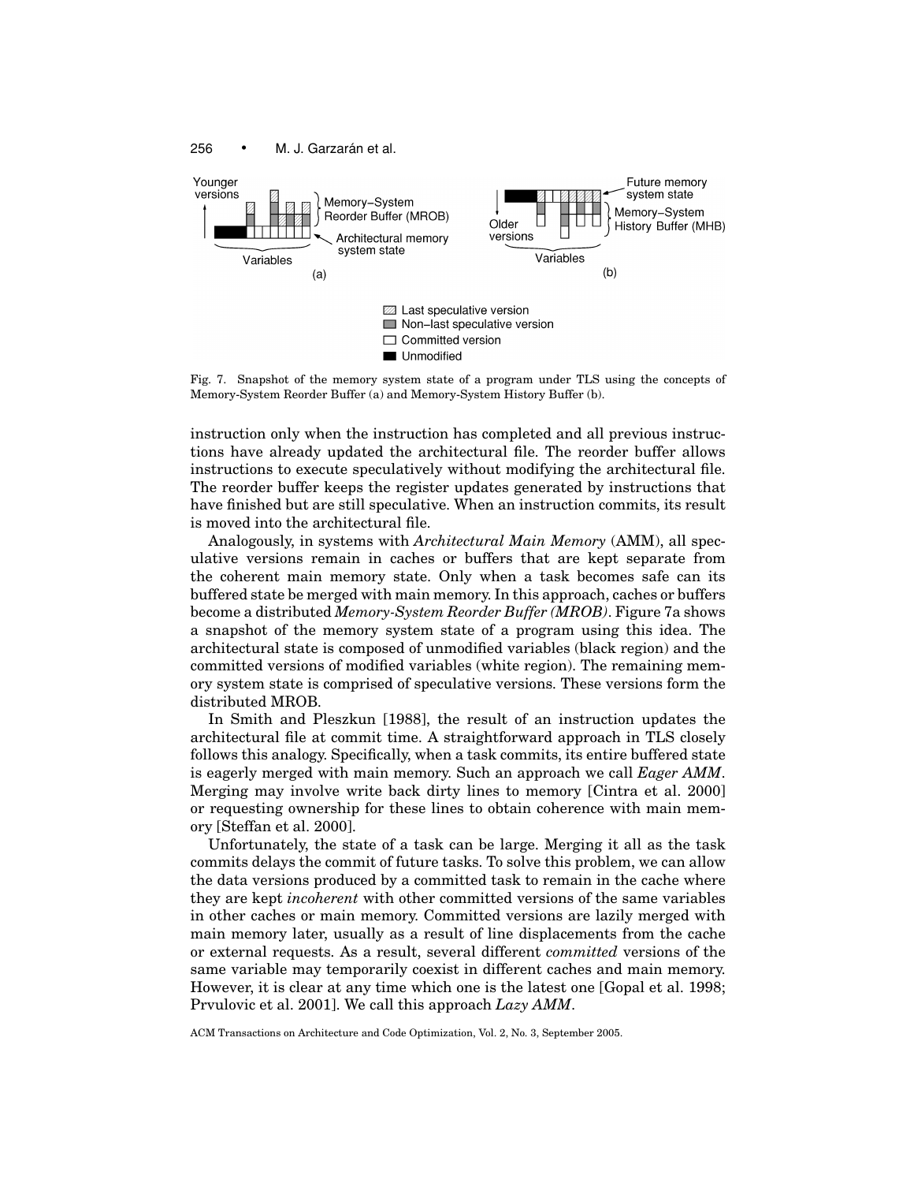Fig. 7. Snapshot of the memory system state of a program under TLS using the concepts of Memory-System Reorder Buffer (a) and Memory-System History Buffer (b).

instruction only when the instruction has completed and all previous instructions have already updated the architectural file. The reorder buffer allows instructions to execute speculatively without modifying the architectural file. The reorder buffer keeps the register updates generated by instructions that have finished but are still speculative. When an instruction commits, its result is moved into the architectural file.

Analogously, in systems with *Architectural Main Memory* (AMM), all speculative versions remain in caches or buffers that are kept separate from the coherent main memory state. Only when a task becomes safe can its buffered state be merged with main memory. In this approach, caches or buffers become a distributed *Memory-System Reorder Buffer (MROB)*. Figure 7a shows a snapshot of the memory system state of a program using this idea. The architectural state is composed of unmodified variables (black region) and the committed versions of modified variables (white region). The remaining memory system state is comprised of speculative versions. These versions form the distributed MROB.

In Smith and Pleszkun [1988], the result of an instruction updates the architectural file at commit time. A straightforward approach in TLS closely follows this analogy. Specifically, when a task commits, its entire buffered state is eagerly merged with main memory. Such an approach we call *Eager AMM*. Merging may involve write back dirty lines to memory [Cintra et al. 2000] or requesting ownership for these lines to obtain coherence with main memory [Steffan et al. 2000].

Unfortunately, the state of a task can be large. Merging it all as the task commits delays the commit of future tasks. To solve this problem, we can allow the data versions produced by a committed task to remain in the cache where they are kept *incoherent* with other committed versions of the same variables in other caches or main memory. Committed versions are lazily merged with main memory later, usually as a result of line displacements from the cache or external requests. As a result, several different *committed* versions of the same variable may temporarily coexist in different caches and main memory. However, it is clear at any time which one is the latest one [Gopal et al. 1998; Prvulovic et al. 2001]. We call this approach *Lazy AMM*.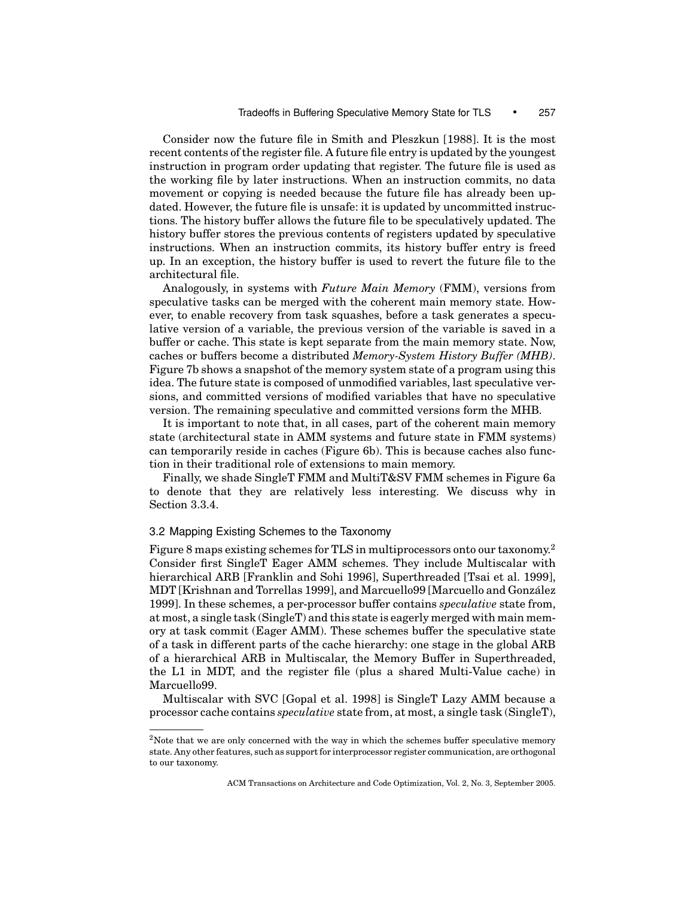Consider now the future file in Smith and Pleszkun [1988]. It is the most recent contents of the register file. A future file entry is updated by the youngest instruction in program order updating that register. The future file is used as the working file by later instructions. When an instruction commits, no data movement or copying is needed because the future file has already been updated. However, the future file is unsafe: it is updated by uncommitted instructions. The history buffer allows the future file to be speculatively updated. The history buffer stores the previous contents of registers updated by speculative instructions. When an instruction commits, its history buffer entry is freed up. In an exception, the history buffer is used to revert the future file to the architectural file.

Analogously, in systems with *Future Main Memory* (FMM), versions from speculative tasks can be merged with the coherent main memory state. However, to enable recovery from task squashes, before a task generates a speculative version of a variable, the previous version of the variable is saved in a buffer or cache. This state is kept separate from the main memory state. Now, caches or buffers become a distributed *Memory-System History Buffer (MHB)*. Figure 7b shows a snapshot of the memory system state of a program using this idea. The future state is composed of unmodified variables, last speculative versions, and committed versions of modified variables that have no speculative version. The remaining speculative and committed versions form the MHB.

It is important to note that, in all cases, part of the coherent main memory state (architectural state in AMM systems and future state in FMM systems) can temporarily reside in caches (Figure 6b). This is because caches also function in their traditional role of extensions to main memory.

Finally, we shade SingleT FMM and MultiT&SV FMM schemes in Figure 6a to denote that they are relatively less interesting. We discuss why in Section 3.3.4.

### 3.2 Mapping Existing Schemes to the Taxonomy

Figure 8 maps existing schemes for TLS in multiprocessors onto our taxonomy.[2] Consider first SingleT Eager AMM schemes. They include Multiscalar with hierarchical ARB [Franklin and Sohi 1996], Superthreaded [Tsai et al. 1999], MDT [Krishnan and Torrellas 1999], and Marcuello99 [Marcuello and González 1999]. In these schemes, a per-processor buffer contains *speculative* state from, at most, a single task (SingleT) and this state is eagerly merged with main memory at task commit (Eager AMM). These schemes buffer the speculative state of a task in different parts of the cache hierarchy: one stage in the global ARB of a hierarchical ARB in Multiscalar, the Memory Buffer in Superthreaded, the L1 in MDT, and the register file (plus a shared Multi-Value cache) in Marcuello99.

Multiscalar with SVC [Gopal et al. 1998] is SingleT Lazy AMM because a processor cache contains *speculative* state from, at most, a single task (SingleT),

[2] Note that we are only concerned with the way in which the schemes buffer speculative memory state. Any other features, such as support for interprocessor register communication, are orthogonal to our taxonomy.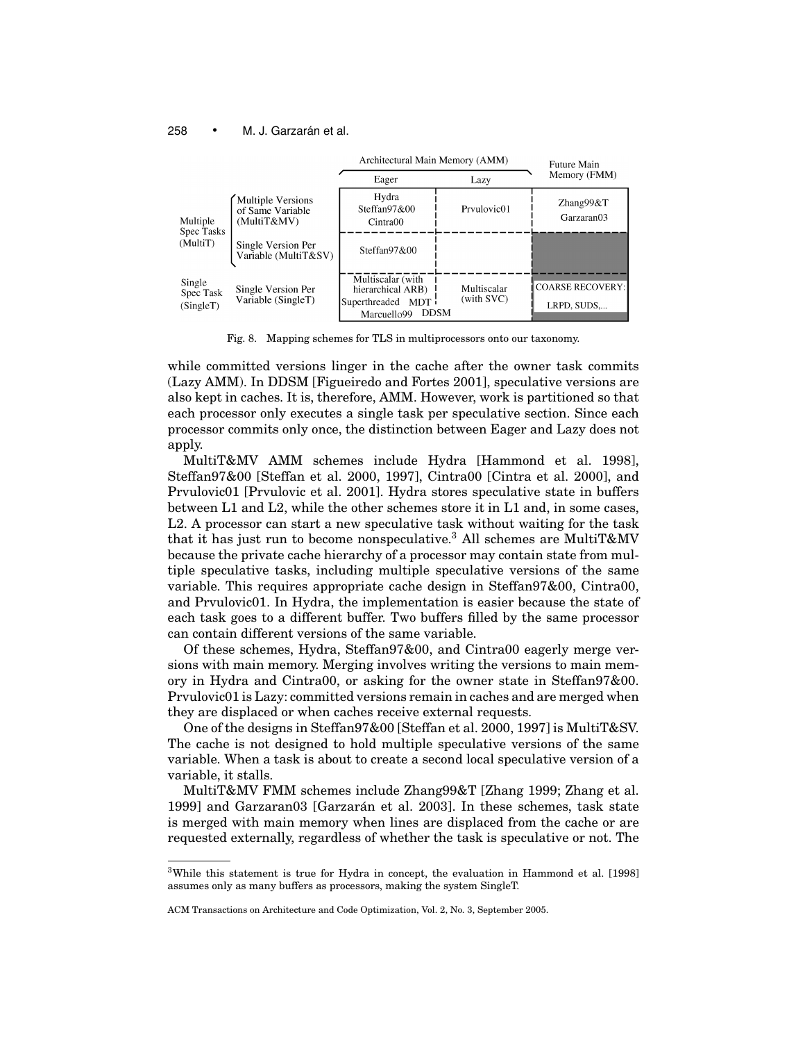|  |  | Architectural Main Memory (AMM) |  | Future Main Memory (FMM) |
| --- | --- | --- | --- | --- |
|  |  | Eager | Lazy |  |
| Multiple Spec Tasks (MultiT) | Multiple Versions of Same Variable (MultiT&MV) | Hydra Steffan97&00 Cintra00 | Prvulovic01 | Zhang99&T Garzaran03 |
|  | Single Version Per Variable (MultiT&SV) | Steffan97&00 |  |  |
| Single Spec Task (SingleT) | Single Version Per Variable (SingleT) | Multiscalar (with hierarchical ARB) Superthreaded MDT Marcuello99 DDSM | Multiscalar (with SVC) | COARSE RECOVERY: LRPD, SUDS,... |

Fig. 8. Mapping schemes for TLS in multiprocessors onto our taxonomy.

while committed versions linger in the cache after the owner task commits (Lazy AMM). In DDSM [Figueiredo and Fortes 2001], speculative versions are also kept in caches. It is, therefore, AMM. However, work is partitioned so that each processor only executes a single task per speculative section. Since each processor commits only once, the distinction between Eager and Lazy does not apply.

MultiT&MV AMM schemes include Hydra [Hammond et al. 1998], Steffan97&00 [Steffan et al. 2000, 1997], Cintra00 [Cintra et al. 2000], and Prvulovic01 [Prvulovic et al. 2001]. Hydra stores speculative state in buffers between L1 and L2, while the other schemes store it in L1 and, in some cases, L2. A processor can start a new speculative task without waiting for the task that it has just run to become nonspeculative.[3] All schemes are MultiT&MV because the private cache hierarchy of a processor may contain state from multiple speculative tasks, including multiple speculative versions of the same variable. This requires appropriate cache design in Steffan97&00, Cintra00, and Prvulovic01. In Hydra, the implementation is easier because the state of each task goes to a different buffer. Two buffers filled by the same processor can contain different versions of the same variable.

Of these schemes, Hydra, Steffan97&00, and Cintra00 eagerly merge versions with main memory. Merging involves writing the versions to main memory in Hydra and Cintra00, or asking for the owner state in Steffan97&00. Prvulovic01 is Lazy: committed versions remain in caches and are merged when they are displaced or when caches receive external requests.

One of the designs in Steffan97&00 [Steffan et al. 2000, 1997] is MultiT&SV. The cache is not designed to hold multiple speculative versions of the same variable. When a task is about to create a second local speculative version of a variable, it stalls.

MultiT&MV FMM schemes include Zhang99&T [Zhang 1999; Zhang et al. 1999] and Garzaran03 [Garzarán et al. 2003]. In these schemes, task state is merged with main memory when lines are displaced from the cache or are requested externally, regardless of whether the task is speculative or not. The

[3] While this statement is true for Hydra in concept, the evaluation in Hammond et al. [1998] assumes only as many buffers as processors, making the system SingleT.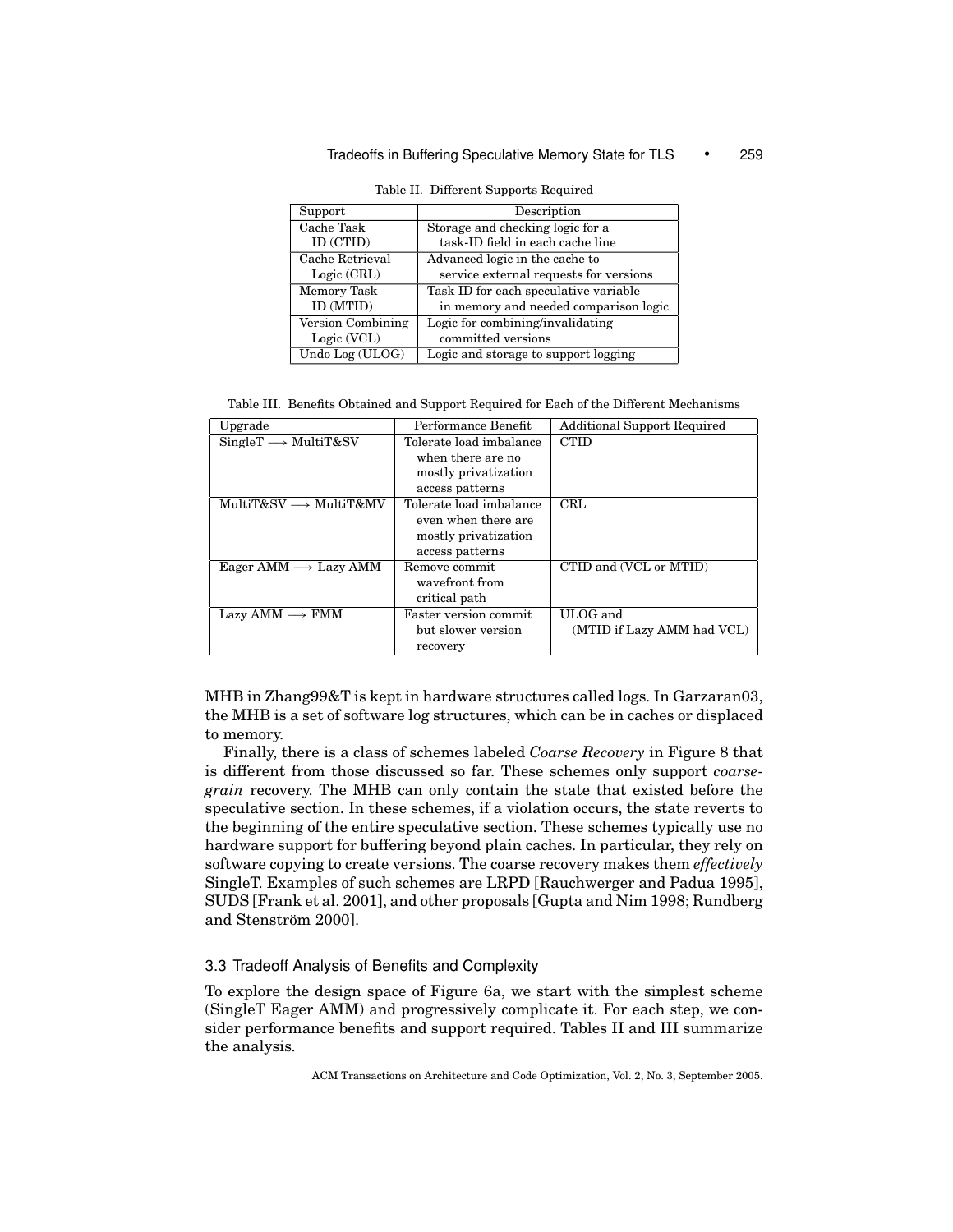Table II. Different Supports Required

| Support | Description |
| --- | --- |
| Cache Task ID (CTID) | Storage and checking logic for a task-ID field in each cache line |
| Cache Retrieval Logic (CRL) | Advanced logic in the cache to service external requests for versions |
| Memory Task ID (MTID) | Task ID for each speculative variable in memory and needed comparison logic |
| Version Combining Logic (VCL) | Logic for combining/invalidating committed versions |
| Undo Log (ULOG) | Logic and storage to support logging |

Table III. Benefits Obtained and Support Required for Each of the Different Mechanisms

| Upgrade | Performance Benefit | Additional Support Required |
| --- | --- | --- |
| SingleT ⟶ MultiT&SV | Tolerate load imbalance when there are no mostly privatization access patterns | CTID |
| MultiT&SV ⟶ MultiT&MV | Tolerate load imbalance even when there are mostly privatization access patterns | CRL |
| Eager AMM ⟶ Lazy AMM | Remove commit wavefront from critical path | CTID and (VCL or MTID) |
| Lazy AMM ⟶ FMM | Faster version commit but slower version recovery | ULOG and (MTID if Lazy AMM had VCL) |

MHB in Zhang99&T is kept in hardware structures called logs. In Garzaran03, the MHB is a set of software log structures, which can be in caches or displaced to memory.

Finally, there is a class of schemes labeled *Coarse Recovery* in Figure 8 that is different from those discussed so far. These schemes only support *coarse-grain* recovery. The MHB can only contain the state that existed before the speculative section. In these schemes, if a violation occurs, the state reverts to the beginning of the entire speculative section. These schemes typically use no hardware support for buffering beyond plain caches. In particular, they rely on software copying to create versions. The coarse recovery makes them *effectively* SingleT. Examples of such schemes are LRPD [Rauchwerger and Padua 1995], SUDS [Frank et al. 2001], and other proposals [Gupta and Nim 1998; Rundberg and Stenström 2000].

### 3.3 Tradeoff Analysis of Benefits and Complexity

To explore the design space of Figure 6a, we start with the simplest scheme (SingleT Eager AMM) and progressively complicate it. For each step, we consider performance benefits and support required. Tables II and III summarize the analysis.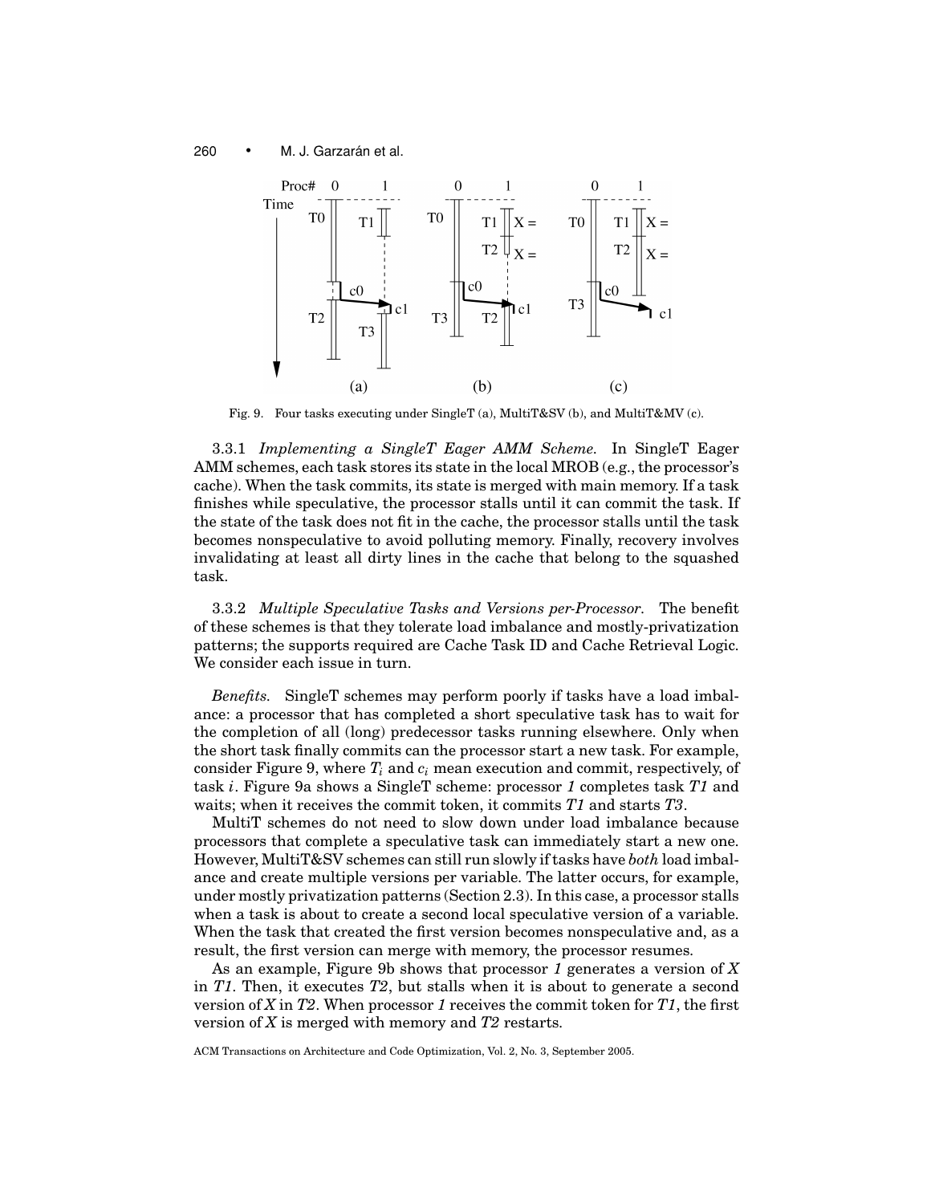Fig. 9. Four tasks executing under SingleT (a), MultiT&SV (b), and MultiT&MV (c).

3.3.1 *Implementing a SingleT Eager AMM Scheme.* In SingleT Eager AMM schemes, each task stores its state in the local MROB (e.g., the processor's cache). When the task commits, its state is merged with main memory. If a task finishes while speculative, the processor stalls until it can commit the task. If the state of the task does not fit in the cache, the processor stalls until the task becomes nonspeculative to avoid polluting memory. Finally, recovery involves invalidating at least all dirty lines in the cache that belong to the squashed task.

3.3.2 *Multiple Speculative Tasks and Versions per-Processor.* The benefit of these schemes is that they tolerate load imbalance and mostly-privatization patterns; the supports required are Cache Task ID and Cache Retrieval Logic. We consider each issue in turn.

*Benefits.* SingleT schemes may perform poorly if tasks have a load imbalance: a processor that has completed a short speculative task has to wait for the completion of all (long) predecessor tasks running elsewhere. Only when the short task finally commits can the processor start a new task. For example, consider Figure 9, where $T_i$ and $c_i$ mean execution and commit, respectively, of task $i$. Figure 9a shows a SingleT scheme: processor *1* completes task *T1* and waits; when it receives the commit token, it commits *T1* and starts *T3*.

MultiT schemes do not need to slow down under load imbalance because processors that complete a speculative task can immediately start a new one. However, MultiT&SV schemes can still run slowly if tasks have *both* load imbalance and create multiple versions per variable. The latter occurs, for example, under mostly privatization patterns (Section 2.3). In this case, a processor stalls when a task is about to create a second local speculative version of a variable. When the task that created the first version becomes nonspeculative and, as a result, the first version can merge with memory, the processor resumes.

As an example, Figure 9b shows that processor *1* generates a version of *X* in *T1*. Then, it executes *T2*, but stalls when it is about to generate a second version of *X* in *T2*. When processor *1* receives the commit token for *T1*, the first version of *X* is merged with memory and *T2* restarts.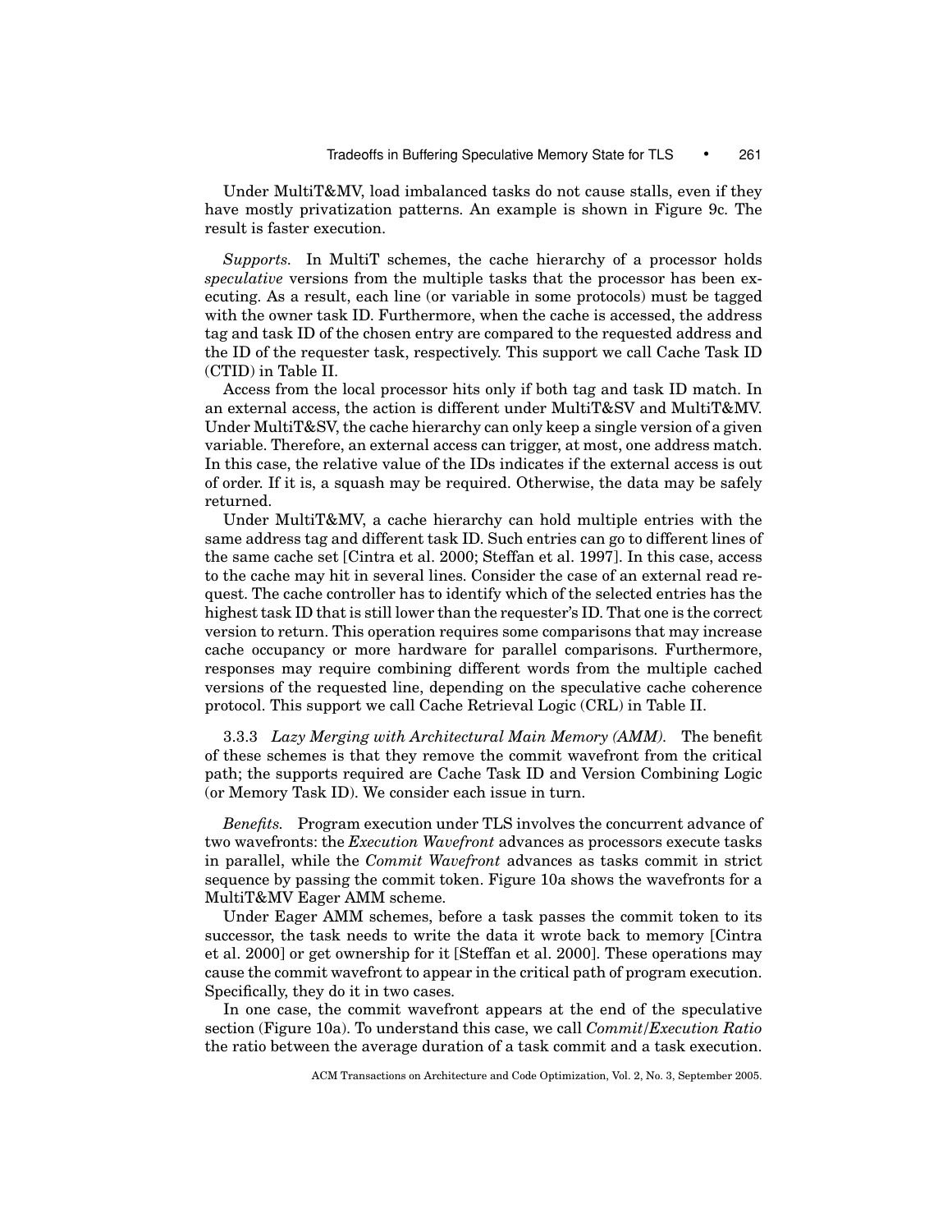Under MultiT&MV, load imbalanced tasks do not cause stalls, even if they have mostly privatization patterns. An example is shown in Figure 9c. The result is faster execution.

*Supports.* In MultiT schemes, the cache hierarchy of a processor holds *speculative* versions from the multiple tasks that the processor has been executing. As a result, each line (or variable in some protocols) must be tagged with the owner task ID. Furthermore, when the cache is accessed, the address tag and task ID of the chosen entry are compared to the requested address and the ID of the requester task, respectively. This support we call Cache Task ID (CTID) in Table II.

Access from the local processor hits only if both tag and task ID match. In an external access, the action is different under MultiT&SV and MultiT&MV. Under MultiT&SV, the cache hierarchy can only keep a single version of a given variable. Therefore, an external access can trigger, at most, one address match. In this case, the relative value of the IDs indicates if the external access is out of order. If it is, a squash may be required. Otherwise, the data may be safely returned.

Under MultiT&MV, a cache hierarchy can hold multiple entries with the same address tag and different task ID. Such entries can go to different lines of the same cache set [Cintra et al. 2000; Steffan et al. 1997]. In this case, access to the cache may hit in several lines. Consider the case of an external read request. The cache controller has to identify which of the selected entries has the highest task ID that is still lower than the requester's ID. That one is the correct version to return. This operation requires some comparisons that may increase cache occupancy or more hardware for parallel comparisons. Furthermore, responses may require combining different words from the multiple cached versions of the requested line, depending on the speculative cache coherence protocol. This support we call Cache Retrieval Logic (CRL) in Table II.

### 3.3.3 *Lazy Merging with Architectural Main Memory (AMM).*

The benefit of these schemes is that they remove the commit wavefront from the critical path; the supports required are Cache Task ID and Version Combining Logic (or Memory Task ID). We consider each issue in turn.

*Benefits.* Program execution under TLS involves the concurrent advance of two wavefronts: the *Execution Wavefront* advances as processors execute tasks in parallel, while the *Commit Wavefront* advances as tasks commit in strict sequence by passing the commit token. Figure 10a shows the wavefronts for a MultiT&MV Eager AMM scheme.

Under Eager AMM schemes, before a task passes the commit token to its successor, the task needs to write the data it wrote back to memory [Cintra et al. 2000] or get ownership for it [Steffan et al. 2000]. These operations may cause the commit wavefront to appear in the critical path of program execution. Specifically, they do it in two cases.

In one case, the commit wavefront appears at the end of the speculative section (Figure 10a). To understand this case, we call *Commit/Execution Ratio* the ratio between the average duration of a task commit and a task execution.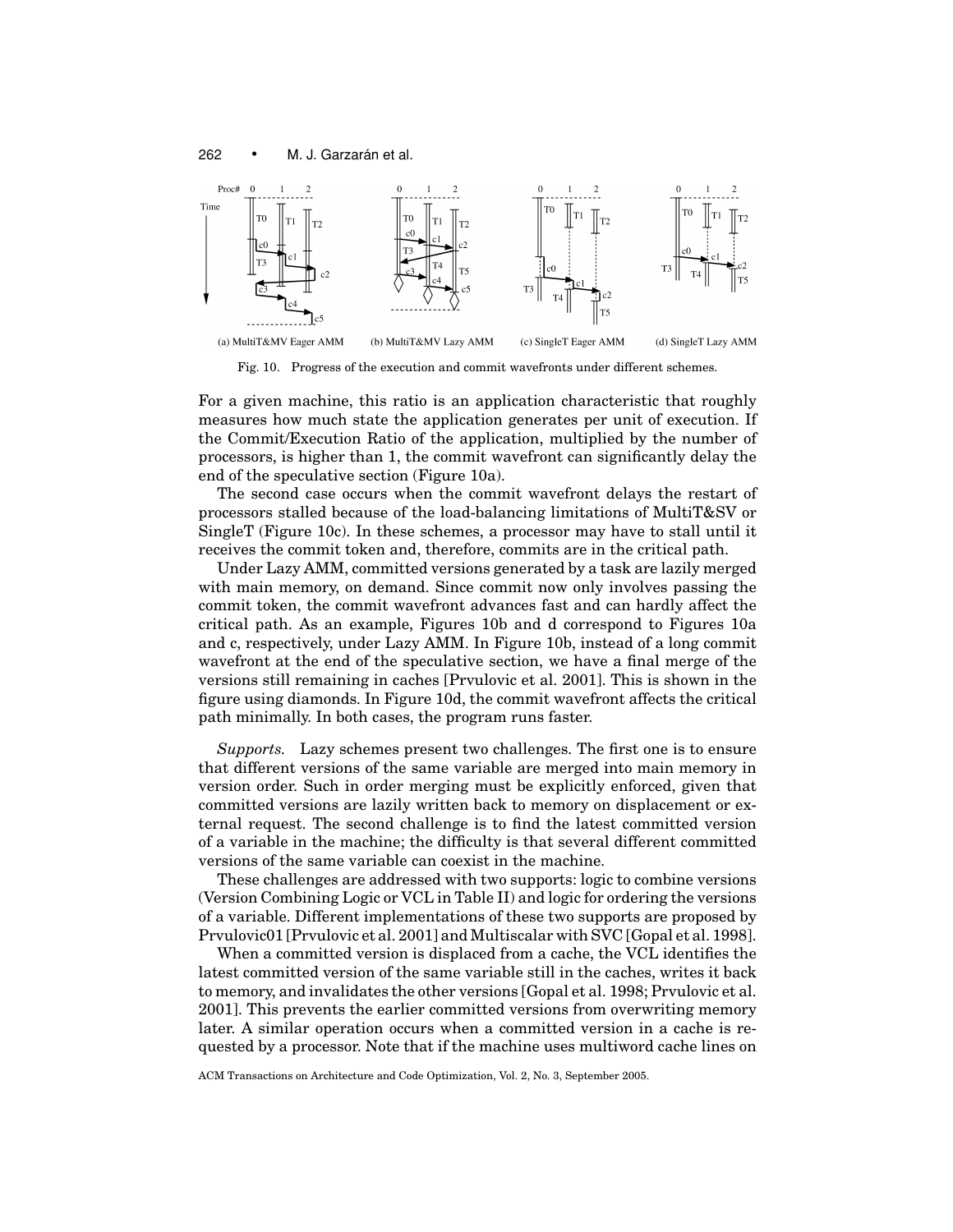(a) MultiT&MV Eager AMM (b) MultiT&MV Lazy AMM (c) SingleT Eager AMM (d) SingleT Lazy AMM

Fig. 10. Progress of the execution and commit wavefronts under different schemes.

For a given machine, this ratio is an application characteristic that roughly measures how much state the application generates per unit of execution. If the Commit/Execution Ratio of the application, multiplied by the number of processors, is higher than 1, the commit wavefront can significantly delay the end of the speculative section (Figure 10a).

The second case occurs when the commit wavefront delays the restart of processors stalled because of the load-balancing limitations of MultiT&SV or SingleT (Figure 10c). In these schemes, a processor may have to stall until it receives the commit token and, therefore, commits are in the critical path.

Under Lazy AMM, committed versions generated by a task are lazily merged with main memory, on demand. Since commit now only involves passing the commit token, the commit wavefront advances fast and can hardly affect the critical path. As an example, Figures 10b and d correspond to Figures 10a and c, respectively, under Lazy AMM. In Figure 10b, instead of a long commit wavefront at the end of the speculative section, we have a final merge of the versions still remaining in caches [Prvulovic et al. 2001]. This is shown in the figure using diamonds. In Figure 10d, the commit wavefront affects the critical path minimally. In both cases, the program runs faster.

*Supports.* Lazy schemes present two challenges. The first one is to ensure that different versions of the same variable are merged into main memory in version order. Such in order merging must be explicitly enforced, given that committed versions are lazily written back to memory on displacement or external request. The second challenge is to find the latest committed version of a variable in the machine; the difficulty is that several different committed versions of the same variable can coexist in the machine.

These challenges are addressed with two supports: logic to combine versions (Version Combining Logic or VCL in Table II) and logic for ordering the versions of a variable. Different implementations of these two supports are proposed by Prvulovic01 [Prvulovic et al. 2001] and Multiscalar with SVC [Gopal et al. 1998].

When a committed version is displaced from a cache, the VCL identifies the latest committed version of the same variable still in the caches, writes it back to memory, and invalidates the other versions [Gopal et al. 1998; Prvulovic et al. 2001]. This prevents the earlier committed versions from overwriting memory later. A similar operation occurs when a committed version in a cache is requested by a processor. Note that if the machine uses multiword cache lines on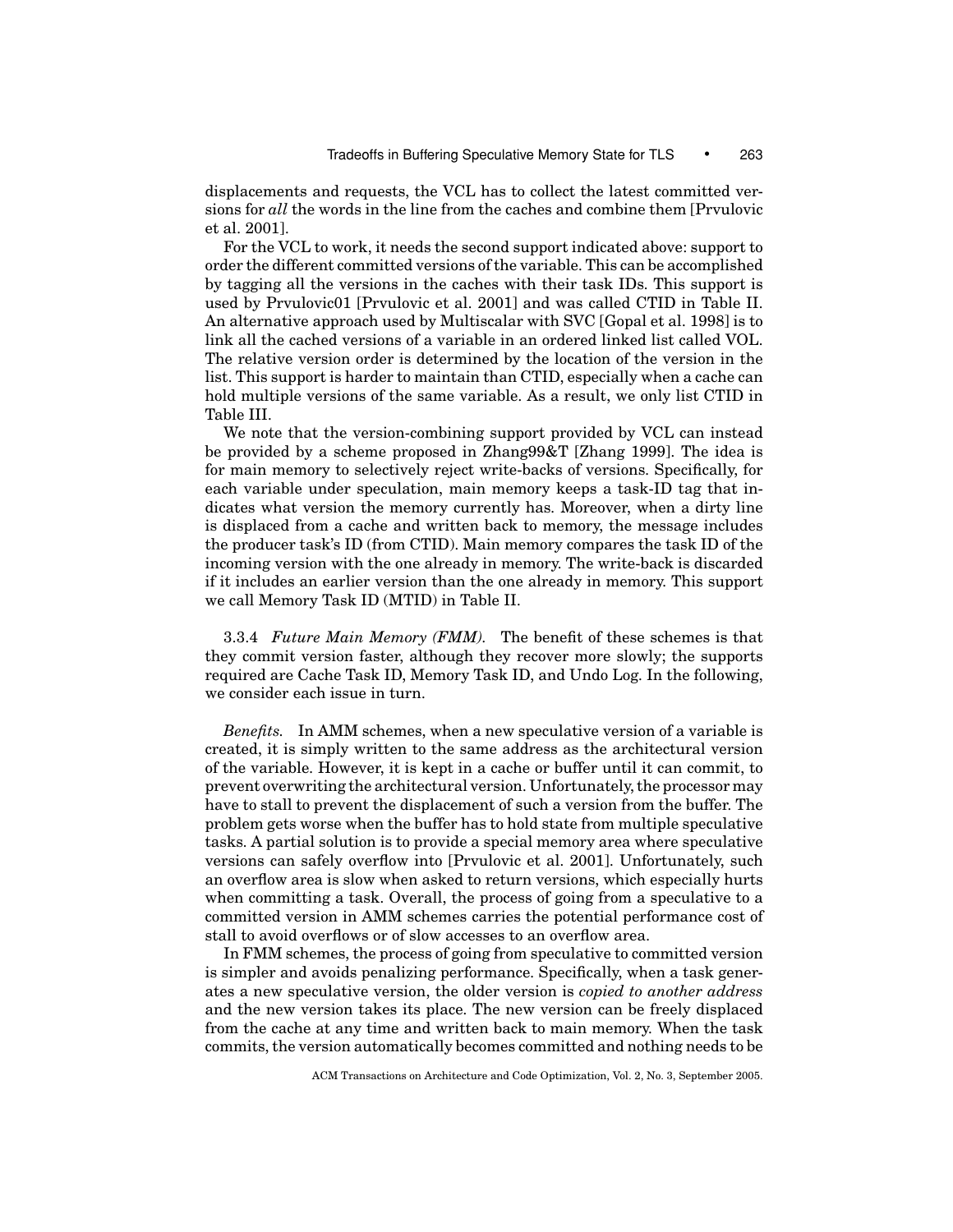displacements and requests, the VCL has to collect the latest committed versions for *all* the words in the line from the caches and combine them [Prvulovic et al. 2001].

For the VCL to work, it needs the second support indicated above: support to order the different committed versions of the variable. This can be accomplished by tagging all the versions in the caches with their task IDs. This support is used by Prvulovic01 [Prvulovic et al. 2001] and was called CTID in Table II. An alternative approach used by Multiscalar with SVC [Gopal et al. 1998] is to link all the cached versions of a variable in an ordered linked list called VOL. The relative version order is determined by the location of the version in the list. This support is harder to maintain than CTID, especially when a cache can hold multiple versions of the same variable. As a result, we only list CTID in Table III.

We note that the version-combining support provided by VCL can instead be provided by a scheme proposed in Zhang99&T [Zhang 1999]. The idea is for main memory to selectively reject write-backs of versions. Specifically, for each variable under speculation, main memory keeps a task-ID tag that indicates what version the memory currently has. Moreover, when a dirty line is displaced from a cache and written back to memory, the message includes the producer task's ID (from CTID). Main memory compares the task ID of the incoming version with the one already in memory. The write-back is discarded if it includes an earlier version than the one already in memory. This support we call Memory Task ID (MTID) in Table II.

3.3.4 *Future Main Memory (FMM).* The benefit of these schemes is that they commit version faster, although they recover more slowly; the supports required are Cache Task ID, Memory Task ID, and Undo Log. In the following, we consider each issue in turn.

*Benefits.* In AMM schemes, when a new speculative version of a variable is created, it is simply written to the same address as the architectural version of the variable. However, it is kept in a cache or buffer until it can commit, to prevent overwriting the architectural version. Unfortunately, the processor may have to stall to prevent the displacement of such a version from the buffer. The problem gets worse when the buffer has to hold state from multiple speculative tasks. A partial solution is to provide a special memory area where speculative versions can safely overflow into [Prvulovic et al. 2001]. Unfortunately, such an overflow area is slow when asked to return versions, which especially hurts when committing a task. Overall, the process of going from a speculative to a committed version in AMM schemes carries the potential performance cost of stall to avoid overflows or of slow accesses to an overflow area.

In FMM schemes, the process of going from speculative to committed version is simpler and avoids penalizing performance. Specifically, when a task generates a new speculative version, the older version is *copied to another address* and the new version takes its place. The new version can be freely displaced from the cache at any time and written back to main memory. When the task commits, the version automatically becomes committed and nothing needs to be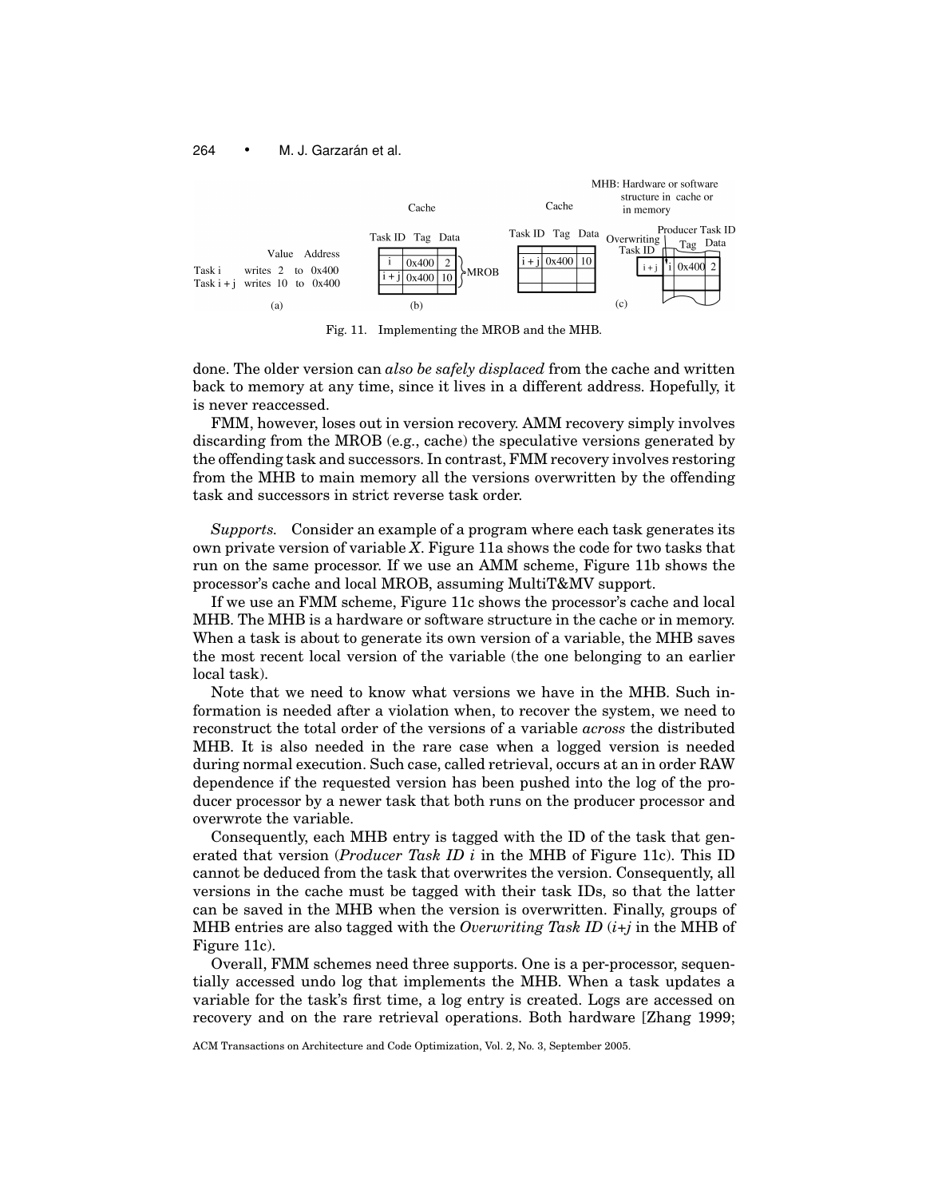Value Address
Task i writes 2 to 0x400
Task i + j writes 10 to 0x400

(a)

| Task ID | Tag | Data |
|---|---|---|
| i | 0x400 | 2 |
| i + j | 0x400 | 10 |

(b) Cache, MROB

| Task ID | Tag | Data |
|---|---|---|
| i + j | 0x400 | 10 |

Cache

MHB: Hardware or software structure in cache or in memory

| Overwriting Task ID | Producer Task ID | Tag | Data |
|---|---|---|---|
| i + j | i | 0x400 | 2 |

(c)

Fig. 11. Implementing the MROB and the MHB.

done. The older version can *also be safely displaced* from the cache and written back to memory at any time, since it lives in a different address. Hopefully, it is never reaccessed.

FMM, however, loses out in version recovery. AMM recovery simply involves discarding from the MROB (e.g., cache) the speculative versions generated by the offending task and successors. In contrast, FMM recovery involves restoring from the MHB to main memory all the versions overwritten by the offending task and successors in strict reverse task order.

*Supports.* Consider an example of a program where each task generates its own private version of variable *X*. Figure 11a shows the code for two tasks that run on the same processor. If we use an AMM scheme, Figure 11b shows the processor's cache and local MROB, assuming MultiT&MV support.

If we use an FMM scheme, Figure 11c shows the processor's cache and local MHB. The MHB is a hardware or software structure in the cache or in memory. When a task is about to generate its own version of a variable, the MHB saves the most recent local version of the variable (the one belonging to an earlier local task).

Note that we need to know what versions we have in the MHB. Such information is needed after a violation when, to recover the system, we need to reconstruct the total order of the versions of a variable *across* the distributed MHB. It is also needed in the rare case when a logged version is needed during normal execution. Such case, called retrieval, occurs at an in order RAW dependence if the requested version has been pushed into the log of the producer processor by a newer task that both runs on the producer processor and overwrote the variable.

Consequently, each MHB entry is tagged with the ID of the task that generated that version (*Producer Task ID i* in the MHB of Figure 11c). This ID cannot be deduced from the task that overwrites the version. Consequently, all versions in the cache must be tagged with their task IDs, so that the latter can be saved in the MHB when the version is overwritten. Finally, groups of MHB entries are also tagged with the *Overwriting Task ID* (*i+j* in the MHB of Figure 11c).

Overall, FMM schemes need three supports. One is a per-processor, sequentially accessed undo log that implements the MHB. When a task updates a variable for the task's first time, a log entry is created. Logs are accessed on recovery and on the rare retrieval operations. Both hardware [Zhang 1999;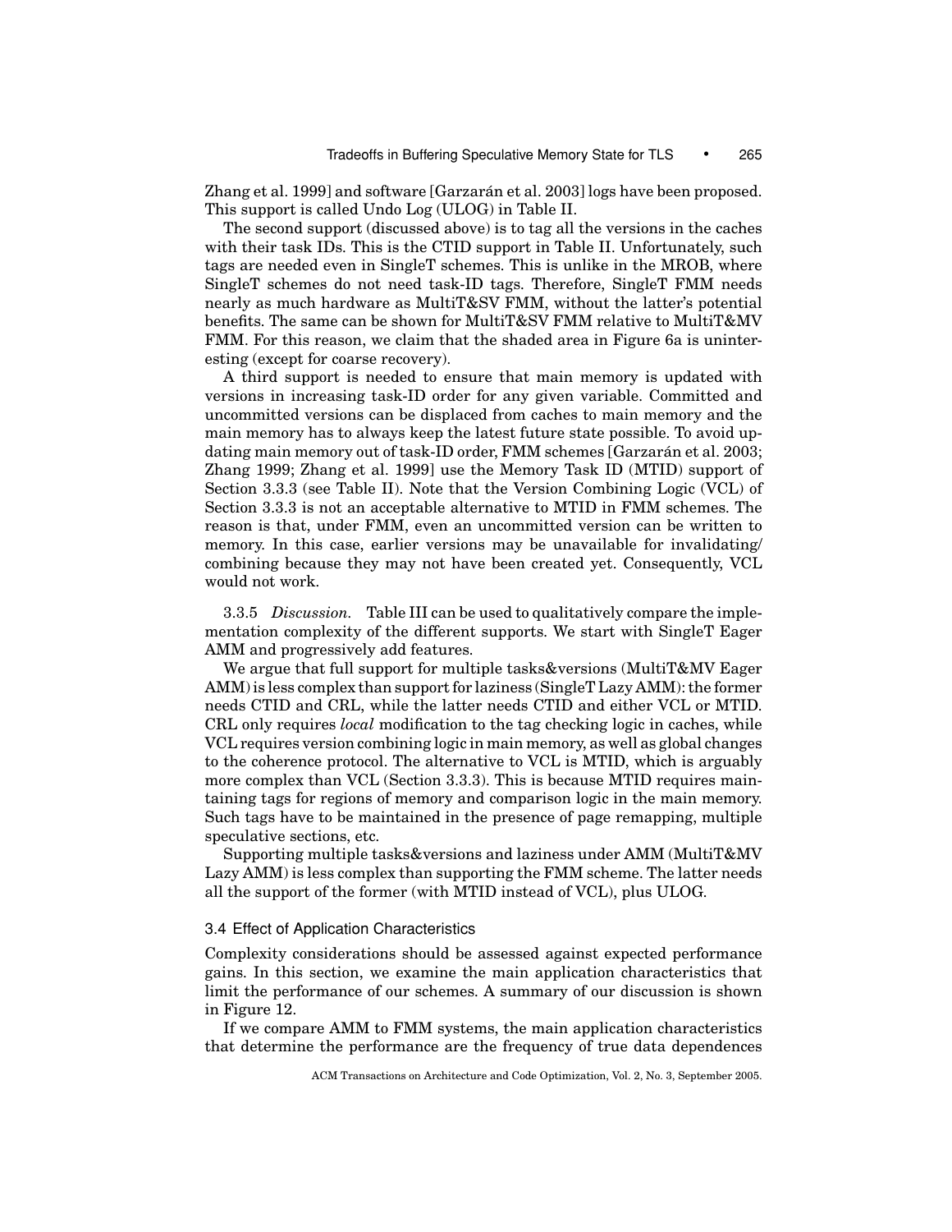Zhang et al. 1999] and software [Garzarán et al. 2003] logs have been proposed. This support is called Undo Log (ULOG) in Table II.

The second support (discussed above) is to tag all the versions in the caches with their task IDs. This is the CTID support in Table II. Unfortunately, such tags are needed even in SingleT schemes. This is unlike in the MROB, where SingleT schemes do not need task-ID tags. Therefore, SingleT FMM needs nearly as much hardware as MultiT&SV FMM, without the latter's potential benefits. The same can be shown for MultiT&SV FMM relative to MultiT&MV FMM. For this reason, we claim that the shaded area in Figure 6a is uninteresting (except for coarse recovery).

A third support is needed to ensure that main memory is updated with versions in increasing task-ID order for any given variable. Committed and uncommitted versions can be displaced from caches to main memory and the main memory has to always keep the latest future state possible. To avoid updating main memory out of task-ID order, FMM schemes [Garzarán et al. 2003; Zhang 1999; Zhang et al. 1999] use the Memory Task ID (MTID) support of Section 3.3.3 (see Table II). Note that the Version Combining Logic (VCL) of Section 3.3.3 is not an acceptable alternative to MTID in FMM schemes. The reason is that, under FMM, even an uncommitted version can be written to memory. In this case, earlier versions may be unavailable for invalidating/combining because they may not have been created yet. Consequently, VCL would not work.

3.3.5 *Discussion.* Table III can be used to qualitatively compare the implementation complexity of the different supports. We start with SingleT Eager AMM and progressively add features.

We argue that full support for multiple tasks&versions (MultiT&MV Eager AMM) is less complex than support for laziness (SingleT Lazy AMM): the former needs CTID and CRL, while the latter needs CTID and either VCL or MTID. CRL only requires *local* modification to the tag checking logic in caches, while VCL requires version combining logic in main memory, as well as global changes to the coherence protocol. The alternative to VCL is MTID, which is arguably more complex than VCL (Section 3.3.3). This is because MTID requires maintaining tags for regions of memory and comparison logic in the main memory. Such tags have to be maintained in the presence of page remapping, multiple speculative sections, etc.

Supporting multiple tasks&versions and laziness under AMM (MultiT&MV Lazy AMM) is less complex than supporting the FMM scheme. The latter needs all the support of the former (with MTID instead of VCL), plus ULOG.

### 3.4 Effect of Application Characteristics

Complexity considerations should be assessed against expected performance gains. In this section, we examine the main application characteristics that limit the performance of our schemes. A summary of our discussion is shown in Figure 12.

If we compare AMM to FMM systems, the main application characteristics that determine the performance are the frequency of true data dependences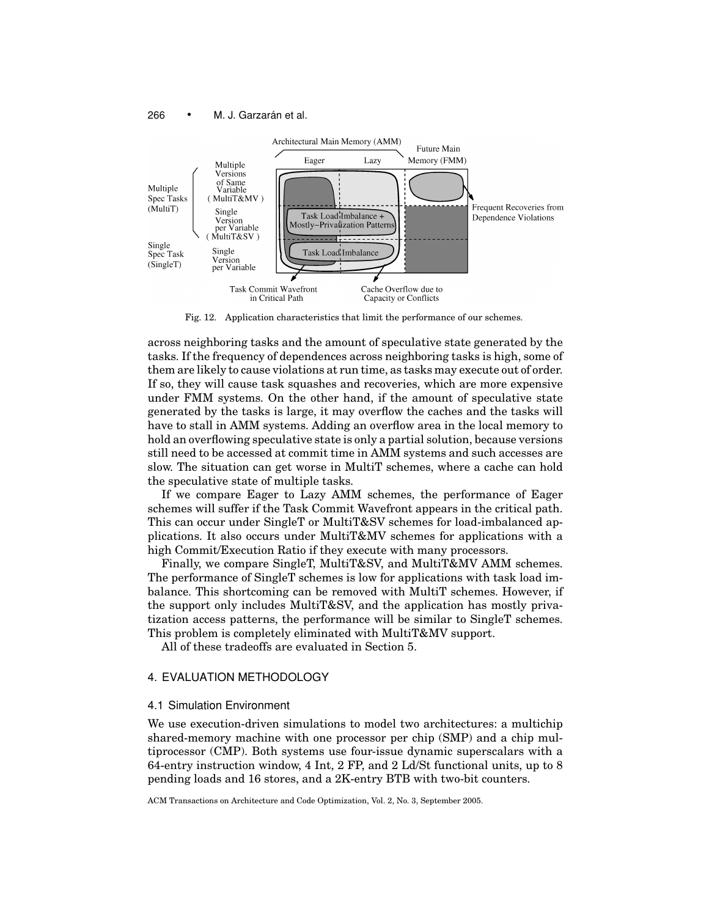Fig. 12. Application characteristics that limit the performance of our schemes.

across neighboring tasks and the amount of speculative state generated by the tasks. If the frequency of dependences across neighboring tasks is high, some of them are likely to cause violations at run time, as tasks may execute out of order. If so, they will cause task squashes and recoveries, which are more expensive under FMM systems. On the other hand, if the amount of speculative state generated by the tasks is large, it may overflow the caches and the tasks will have to stall in AMM systems. Adding an overflow area in the local memory to hold an overflowing speculative state is only a partial solution, because versions still need to be accessed at commit time in AMM systems and such accesses are slow. The situation can get worse in MultiT schemes, where a cache can hold the speculative state of multiple tasks.

If we compare Eager to Lazy AMM schemes, the performance of Eager schemes will suffer if the Task Commit Wavefront appears in the critical path. This can occur under SingleT or MultiT&SV schemes for load-imbalanced applications. It also occurs under MultiT&MV schemes for applications with a high Commit/Execution Ratio if they execute with many processors.

Finally, we compare SingleT, MultiT&SV, and MultiT&MV AMM schemes. The performance of SingleT schemes is low for applications with task load imbalance. This shortcoming can be removed with MultiT schemes. However, if the support only includes MultiT&SV, and the application has mostly privatization access patterns, the performance will be similar to SingleT schemes. This problem is completely eliminated with MultiT&MV support.

All of these tradeoffs are evaluated in Section 5.

## 4. EVALUATION METHODOLOGY

### 4.1 Simulation Environment

We use execution-driven simulations to model two architectures: a multichip shared-memory machine with one processor per chip (SMP) and a chip multiprocessor (CMP). Both systems use four-issue dynamic superscalars with a 64-entry instruction window, 4 Int, 2 FP, and 2 Ld/St functional units, up to 8 pending loads and 16 stores, and a 2K-entry BTB with two-bit counters.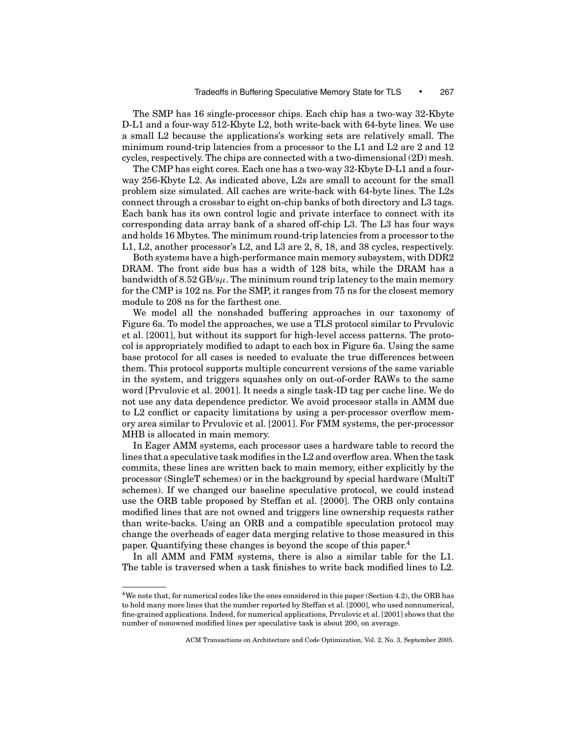The SMP has 16 single-processor chips. Each chip has a two-way 32-Kbyte D-L1 and a four-way 512-Kbyte L2, both write-back with 64-byte lines. We use a small L2 because the applications's working sets are relatively small. The minimum round-trip latencies from a processor to the L1 and L2 are 2 and 12 cycles, respectively. The chips are connected with a two-dimensional (2D) mesh.

The CMP has eight cores. Each one has a two-way 32-Kbyte D-L1 and a four-way 256-Kbyte L2. As indicated above, L2s are small to account for the small problem size simulated. All caches are write-back with 64-byte lines. The L2s connect through a crossbar to eight on-chip banks of both directory and L3 tags. Each bank has its own control logic and private interface to connect with its corresponding data array bank of a shared off-chip L3. The L3 has four ways and holds 16 Mbytes. The minimum round-trip latencies from a processor to the L1, L2, another processor's L2, and L3 are 2, 8, 18, and 38 cycles, respectively.

Both systems have a high-performance main memory subsystem, with DDR2 DRAM. The front side bus has a width of 128 bits, while the DRAM has a bandwidth of 8.52 GB/s$\mu$. The minimum round trip latency to the main memory for the CMP is 102 ns. For the SMP, it ranges from 75 ns for the closest memory module to 208 ns for the farthest one.

We model all the nonshaded buffering approaches in our taxonomy of Figure 6a. To model the approaches, we use a TLS protocol similar to Prvulovic et al. [2001], but without its support for high-level access patterns. The protocol is appropriately modified to adapt to each box in Figure 6a. Using the same base protocol for all cases is needed to evaluate the true differences between them. This protocol supports multiple concurrent versions of the same variable in the system, and triggers squashes only on out-of-order RAWs to the same word [Prvulovic et al. 2001]. It needs a single task-ID tag per cache line. We do not use any data dependence predictor. We avoid processor stalls in AMM due to L2 conflict or capacity limitations by using a per-processor overflow memory area similar to Prvulovic et al. [2001]. For FMM systems, the per-processor MHB is allocated in main memory.

In Eager AMM systems, each processor uses a hardware table to record the lines that a speculative task modifies in the L2 and overflow area. When the task commits, these lines are written back to main memory, either explicitly by the processor (SingleT schemes) or in the background by special hardware (MultiT schemes). If we changed our baseline speculative protocol, we could instead use the ORB table proposed by Steffan et al. [2000]. The ORB only contains modified lines that are not owned and triggers line ownership requests rather than write-backs. Using an ORB and a compatible speculation protocol may change the overheads of eager data merging relative to those measured in this paper. Quantifying these changes is beyond the scope of this paper.[4]

In all AMM and FMM systems, there is also a similar table for the L1. The table is traversed when a task finishes to write back modified lines to L2.

[4]We note that, for numerical codes like the ones considered in this paper (Section 4.2), the ORB has to hold many more lines that the number reported by Steffan et al. [2000], who used nonnumerical, fine-grained applications. Indeed, for numerical applications, Prvulovic et al. [2001] shows that the number of nonowned modified lines per speculative task is about 200, on average.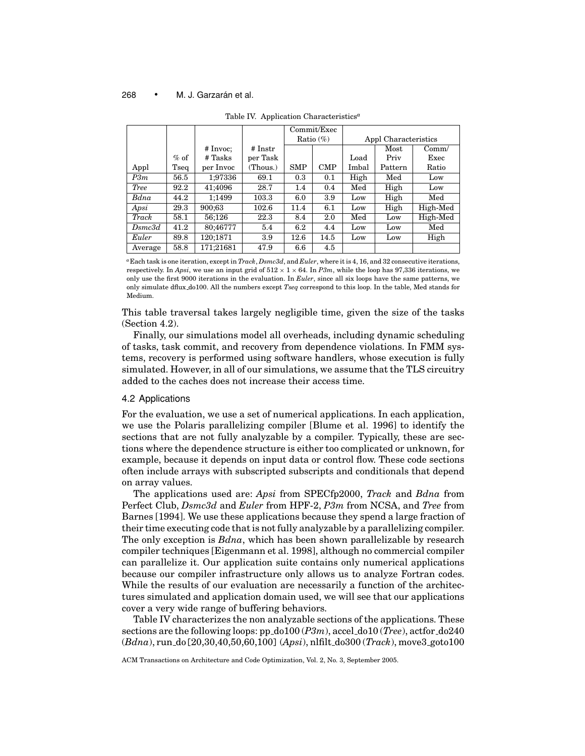Table IV. Application Characteristics[a]

| Appl | % of Tseq | # Invoc; # Tasks per Invoc | # Instr per Task (Thous.) | Commit/Exec Ratio (%) SMP | CMP | Appl Characteristics Load Imbal | Most Priv Pattern | Comm/ Exec Ratio |
|---|---|---|---|---|---|---|---|---|
| *P3m* | 56.5 | 1;97336 | 69.1 | 0.3 | 0.1 | High | Med | Low |
| *Tree* | 92.2 | 41;4096 | 28.7 | 1.4 | 0.4 | Med | High | Low |
| *Bdna* | 44.2 | 1;1499 | 103.3 | 6.0 | 3.9 | Low | High | Med |
| *Apsi* | 29.3 | 900;63 | 102.6 | 11.4 | 6.1 | Low | High | High-Med |
| *Track* | 58.1 | 56;126 | 22.3 | 8.4 | 2.0 | Med | Low | High-Med |
| *Dsmc3d* | 41.2 | 80;46777 | 5.4 | 6.2 | 4.4 | Low | Low | Med |
| *Euler* | 89.8 | 120;1871 | 3.9 | 12.6 | 14.5 | Low | Low | High |
| Average | 58.8 | 171;21681 | 47.9 | 6.6 | 4.5 | | | |

[a]Each task is one iteration, except in *Track*, *Dsmc3d*, and *Euler*, where it is 4, 16, and 32 consecutive iterations, respectively. In *Apsi*, we use an input grid of $512 \times 1 \times 64$. In *P3m*, while the loop has 97,336 iterations, we only use the first 9000 iterations in the evaluation. In *Euler*, since all six loops have the same patterns, we only simulate dflux_do100. All the numbers except *Tseq* correspond to this loop. In the table, Med stands for Medium.

This table traversal takes largely negligible time, given the size of the tasks (Section 4.2).

Finally, our simulations model all overheads, including dynamic scheduling of tasks, task commit, and recovery from dependence violations. In FMM systems, recovery is performed using software handlers, whose execution is fully simulated. However, in all of our simulations, we assume that the TLS circuitry added to the caches does not increase their access time.

### 4.2 Applications

For the evaluation, we use a set of numerical applications. In each application, we use the Polaris parallelizing compiler [Blume et al. 1996] to identify the sections that are not fully analyzable by a compiler. Typically, these are sections where the dependence structure is either too complicated or unknown, for example, because it depends on input data or control flow. These code sections often include arrays with subscripted subscripts and conditionals that depend on array values.

The applications used are: *Apsi* from SPECfp2000, *Track* and *Bdna* from Perfect Club, *Dsmc3d* and *Euler* from HPF-2, *P3m* from NCSA, and *Tree* from Barnes [1994]. We use these applications because they spend a large fraction of their time executing code that is not fully analyzable by a parallelizing compiler. The only exception is *Bdna*, which has been shown parallelizable by research compiler techniques [Eigenmann et al. 1998], although no commercial compiler can parallelize it. Our application suite contains only numerical applications because our compiler infrastructure only allows us to analyze Fortran codes. While the results of our evaluation are necessarily a function of the architectures simulated and application domain used, we will see that our applications cover a very wide range of buffering behaviors.

Table IV characterizes the non analyzable sections of the applications. These sections are the following loops: pp_do100 (*P3m*), accel_do10 (*Tree*), actfor_do240 (*Bdna*), run_do [20,30,40,50,60,100] (*Apsi*), nlfilt_do300 (*Track*), move3_goto100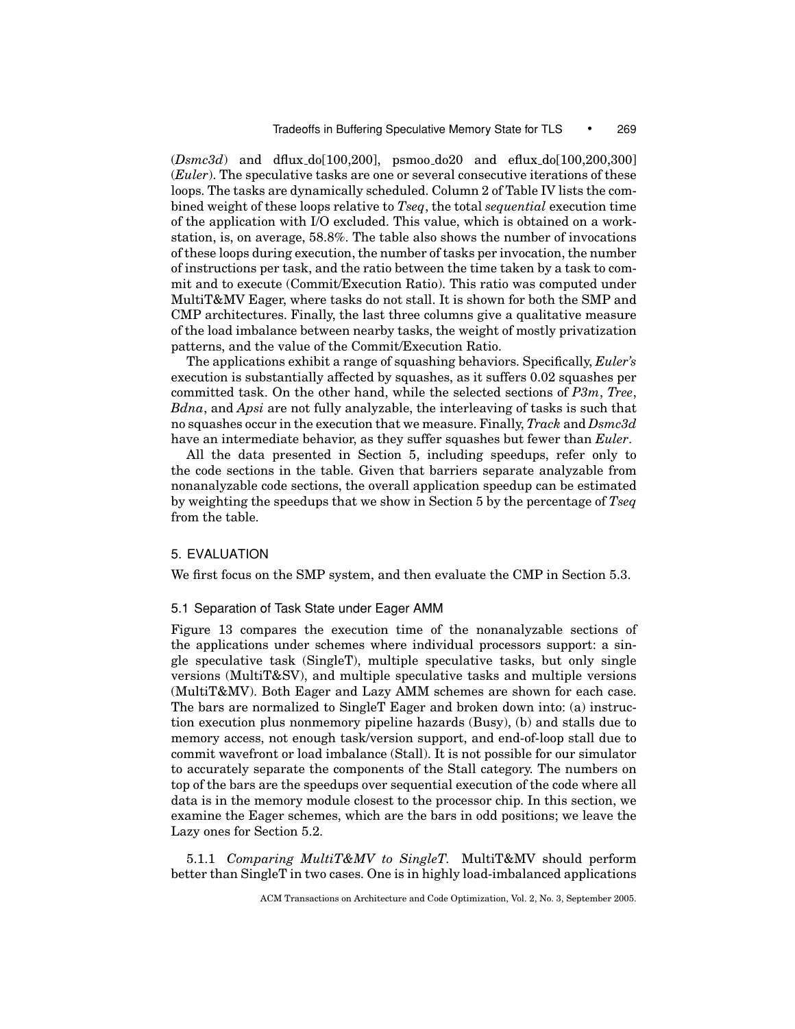(*Dsmc3d*) and dflux_do[100,200], psmoo_do20 and eflux_do[100,200,300] (*Euler*). The speculative tasks are one or several consecutive iterations of these loops. The tasks are dynamically scheduled. Column 2 of Table IV lists the combined weight of these loops relative to *Tseq*, the total *sequential* execution time of the application with I/O excluded. This value, which is obtained on a workstation, is, on average, 58.8%. The table also shows the number of invocations of these loops during execution, the number of tasks per invocation, the number of instructions per task, and the ratio between the time taken by a task to commit and to execute (Commit/Execution Ratio). This ratio was computed under MultiT&MV Eager, where tasks do not stall. It is shown for both the SMP and CMP architectures. Finally, the last three columns give a qualitative measure of the load imbalance between nearby tasks, the weight of mostly privatization patterns, and the value of the Commit/Execution Ratio.

The applications exhibit a range of squashing behaviors. Specifically, *Euler's* execution is substantially affected by squashes, as it suffers 0.02 squashes per committed task. On the other hand, while the selected sections of *P3m*, *Tree*, *Bdna*, and *Apsi* are not fully analyzable, the interleaving of tasks is such that no squashes occur in the execution that we measure. Finally, *Track* and *Dsmc3d* have an intermediate behavior, as they suffer squashes but fewer than *Euler*.

All the data presented in Section 5, including speedups, refer only to the code sections in the table. Given that barriers separate analyzable from nonanalyzable code sections, the overall application speedup can be estimated by weighting the speedups that we show in Section 5 by the percentage of *Tseq* from the table.

## 5. EVALUATION

We first focus on the SMP system, and then evaluate the CMP in Section 5.3.

### 5.1 Separation of Task State under Eager AMM

Figure 13 compares the execution time of the nonanalyzable sections of the applications under schemes where individual processors support: a single speculative task (SingleT), multiple speculative tasks, but only single versions (MultiT&SV), and multiple speculative tasks and multiple versions (MultiT&MV). Both Eager and Lazy AMM schemes are shown for each case. The bars are normalized to SingleT Eager and broken down into: (a) instruction execution plus nonmemory pipeline hazards (Busy), (b) and stalls due to memory access, not enough task/version support, and end-of-loop stall due to commit wavefront or load imbalance (Stall). It is not possible for our simulator to accurately separate the components of the Stall category. The numbers on top of the bars are the speedups over sequential execution of the code where all data is in the memory module closest to the processor chip. In this section, we examine the Eager schemes, which are the bars in odd positions; we leave the Lazy ones for Section 5.2.

5.1.1 *Comparing MultiT&MV to SingleT.* MultiT&MV should perform better than SingleT in two cases. One is in highly load-imbalanced applications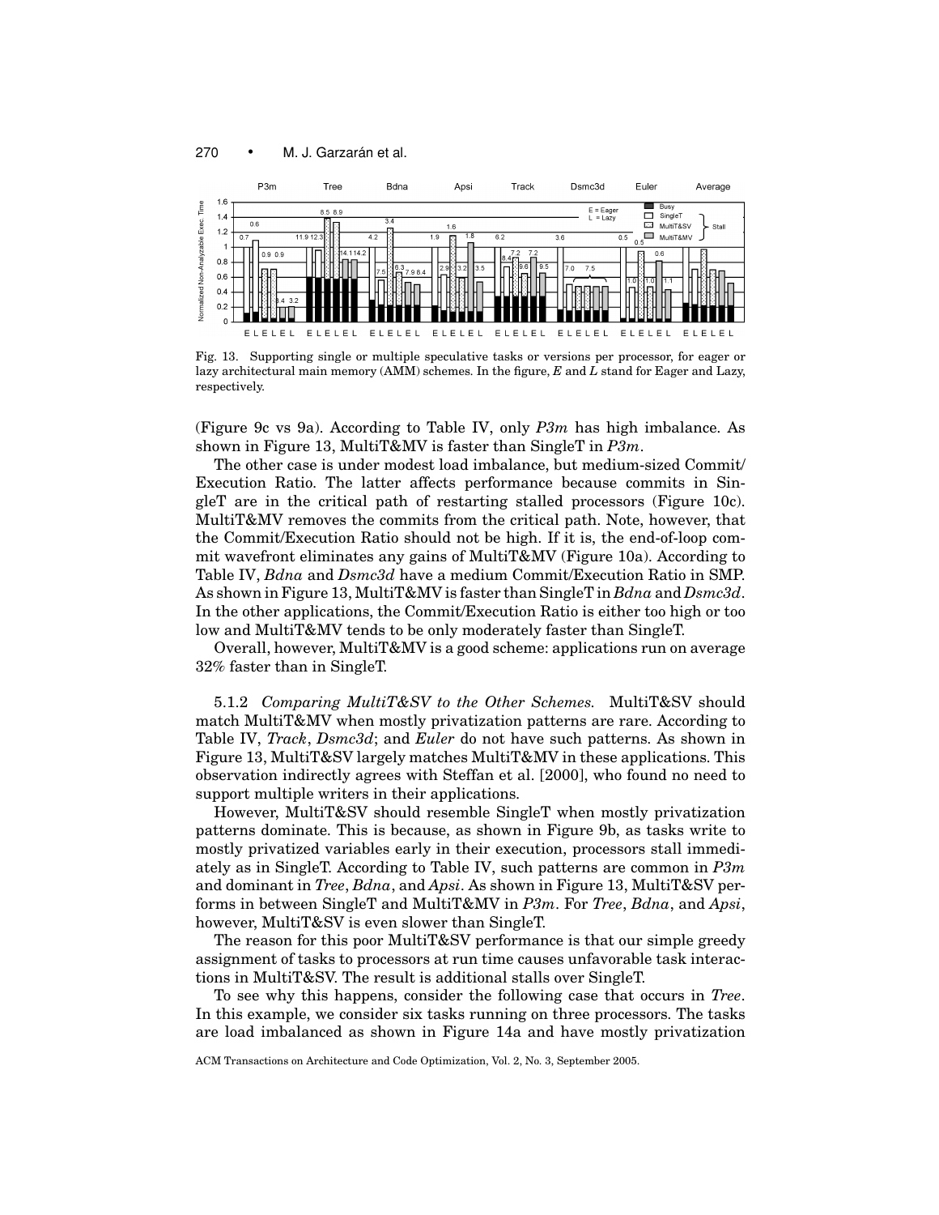Fig. 13. Supporting single or multiple speculative tasks or versions per processor, for eager or lazy architectural main memory (AMM) schemes. In the figure, *E* and *L* stand for Eager and Lazy, respectively.

(Figure 9c vs 9a). According to Table IV, only *P3m* has high imbalance. As shown in Figure 13, MultiT&MV is faster than SingleT in *P3m*.

The other case is under modest load imbalance, but medium-sized Commit/Execution Ratio. The latter affects performance because commits in SingleT are in the critical path of restarting stalled processors (Figure 10c). MultiT&MV removes the commits from the critical path. Note, however, that the Commit/Execution Ratio should not be high. If it is, the end-of-loop commit wavefront eliminates any gains of MultiT&MV (Figure 10a). According to Table IV, *Bdna* and *Dsmc3d* have a medium Commit/Execution Ratio in SMP. As shown in Figure 13, MultiT&MV is faster than SingleT in *Bdna* and *Dsmc3d*. In the other applications, the Commit/Execution Ratio is either too high or too low and MultiT&MV tends to be only moderately faster than SingleT.

Overall, however, MultiT&MV is a good scheme: applications run on average 32% faster than in SingleT.

5.1.2 *Comparing MultiT&SV to the Other Schemes.* MultiT&SV should match MultiT&MV when mostly privatization patterns are rare. According to Table IV, *Track*, *Dsmc3d*; and *Euler* do not have such patterns. As shown in Figure 13, MultiT&SV largely matches MultiT&MV in these applications. This observation indirectly agrees with Steffan et al. [2000], who found no need to support multiple writers in their applications.

However, MultiT&SV should resemble SingleT when mostly privatization patterns dominate. This is because, as shown in Figure 9b, as tasks write to mostly privatized variables early in their execution, processors stall immediately as in SingleT. According to Table IV, such patterns are common in *P3m* and dominant in *Tree*, *Bdna*, and *Apsi*. As shown in Figure 13, MultiT&SV performs in between SingleT and MultiT&MV in *P3m*. For *Tree*, *Bdna*, and *Apsi*, however, MultiT&SV is even slower than SingleT.

The reason for this poor MultiT&SV performance is that our simple greedy assignment of tasks to processors at run time causes unfavorable task interactions in MultiT&SV. The result is additional stalls over SingleT.

To see why this happens, consider the following case that occurs in *Tree*. In this example, we consider six tasks running on three processors. The tasks are load imbalanced as shown in Figure 14a and have mostly privatization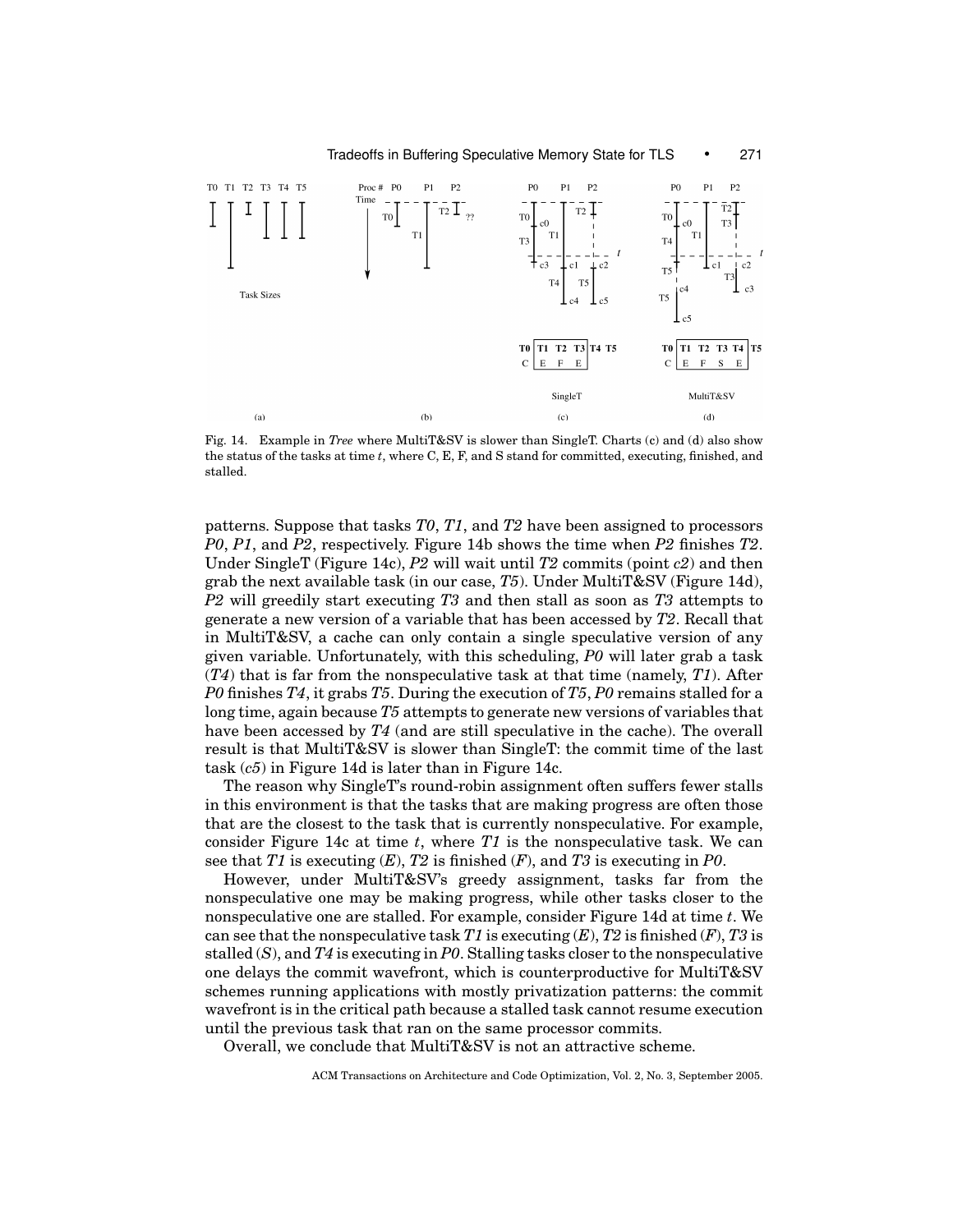Fig. 14. Example in *Tree* where MultiT&SV is slower than SingleT. Charts (c) and (d) also show the status of the tasks at time *t*, where C, E, F, and S stand for committed, executing, finished, and stalled.

patterns. Suppose that tasks *T0*, *T1*, and *T2* have been assigned to processors *P0*, *P1*, and *P2*, respectively. Figure 14b shows the time when *P2* finishes *T2*. Under SingleT (Figure 14c), *P2* will wait until *T2* commits (point *c2*) and then grab the next available task (in our case, *T5*). Under MultiT&SV (Figure 14d), *P2* will greedily start executing *T3* and then stall as soon as *T3* attempts to generate a new version of a variable that has been accessed by *T2*. Recall that in MultiT&SV, a cache can only contain a single speculative version of any given variable. Unfortunately, with this scheduling, *P0* will later grab a task (*T4*) that is far from the nonspeculative task at that time (namely, *T1*). After *P0* finishes *T4*, it grabs *T5*. During the execution of *T5*, *P0* remains stalled for a long time, again because *T5* attempts to generate new versions of variables that have been accessed by *T4* (and are still speculative in the cache). The overall result is that MultiT&SV is slower than SingleT: the commit time of the last task (*c5*) in Figure 14d is later than in Figure 14c.

The reason why SingleT's round-robin assignment often suffers fewer stalls in this environment is that the tasks that are making progress are often those that are the closest to the task that is currently nonspeculative. For example, consider Figure 14c at time *t*, where *T1* is the nonspeculative task. We can see that *T1* is executing (*E*), *T2* is finished (*F*), and *T3* is executing in *P0*.

However, under MultiT&SV's greedy assignment, tasks far from the nonspeculative one may be making progress, while other tasks closer to the nonspeculative one are stalled. For example, consider Figure 14d at time *t*. We can see that the nonspeculative task *T1* is executing (*E*), *T2* is finished (*F*), *T3* is stalled (*S*), and *T4* is executing in *P0*. Stalling tasks closer to the nonspeculative one delays the commit wavefront, which is counterproductive for MultiT&SV schemes running applications with mostly privatization patterns: the commit wavefront is in the critical path because a stalled task cannot resume execution until the previous task that ran on the same processor commits.

Overall, we conclude that MultiT&SV is not an attractive scheme.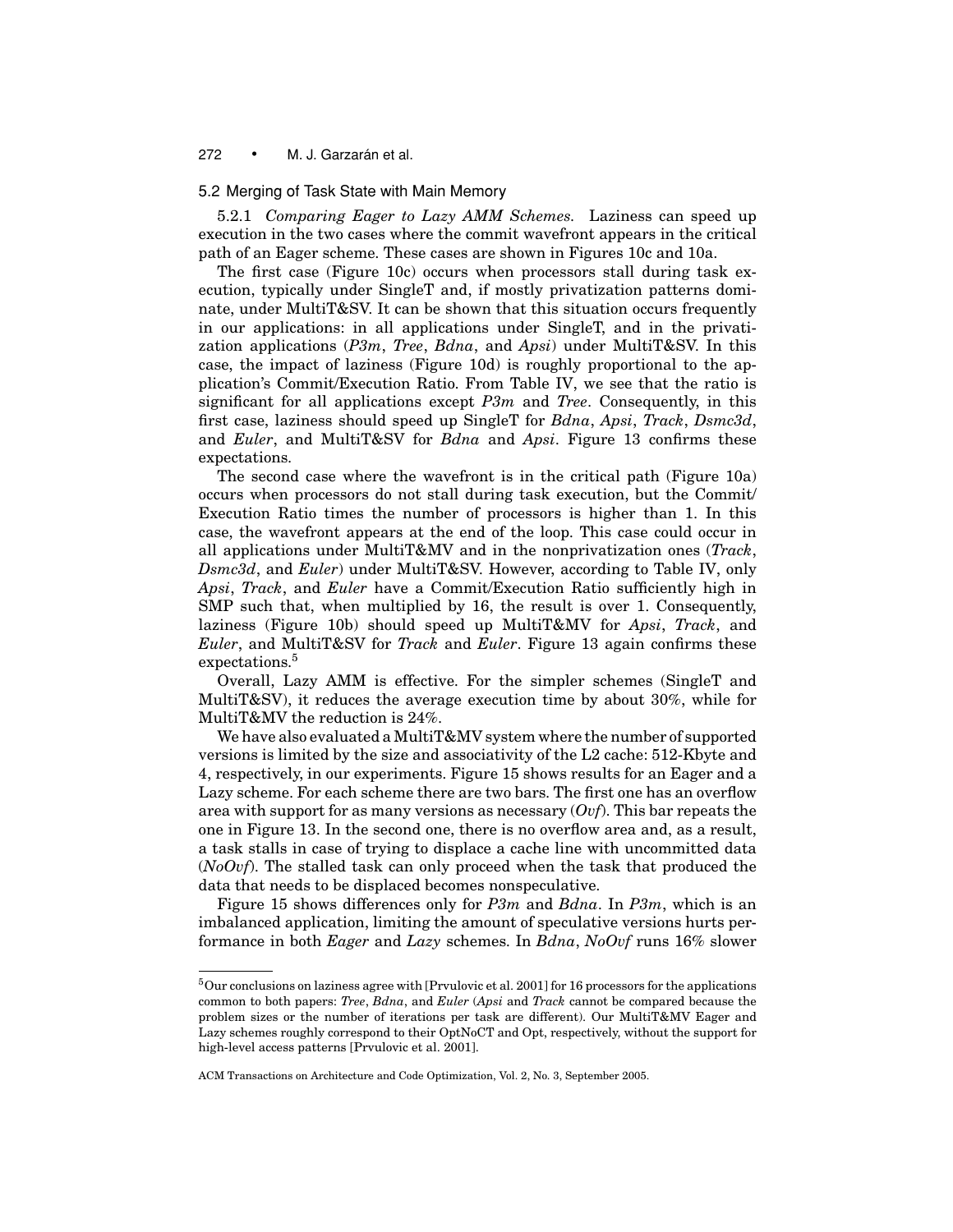## 5.2 Merging of Task State with Main Memory

5.2.1 *Comparing Eager to Lazy AMM Schemes.* Laziness can speed up execution in the two cases where the commit wavefront appears in the critical path of an Eager scheme. These cases are shown in Figures 10c and 10a.

The first case (Figure 10c) occurs when processors stall during task execution, typically under SingleT and, if mostly privatization patterns dominate, under MultiT&SV. It can be shown that this situation occurs frequently in our applications: in all applications under SingleT, and in the privatization applications (*P3m*, *Tree*, *Bdna*, and *Apsi*) under MultiT&SV. In this case, the impact of laziness (Figure 10d) is roughly proportional to the application's Commit/Execution Ratio. From Table IV, we see that the ratio is significant for all applications except *P3m* and *Tree*. Consequently, in this first case, laziness should speed up SingleT for *Bdna*, *Apsi*, *Track*, *Dsmc3d*, and *Euler*, and MultiT&SV for *Bdna* and *Apsi*. Figure 13 confirms these expectations.

The second case where the wavefront is in the critical path (Figure 10a) occurs when processors do not stall during task execution, but the Commit/Execution Ratio times the number of processors is higher than 1. In this case, the wavefront appears at the end of the loop. This case could occur in all applications under MultiT&MV and in the nonprivatization ones (*Track*, *Dsmc3d*, and *Euler*) under MultiT&SV. However, according to Table IV, only *Apsi*, *Track*, and *Euler* have a Commit/Execution Ratio sufficiently high in SMP such that, when multiplied by 16, the result is over 1. Consequently, laziness (Figure 10b) should speed up MultiT&MV for *Apsi*, *Track*, and *Euler*, and MultiT&SV for *Track* and *Euler*. Figure 13 again confirms these expectations.[5]

Overall, Lazy AMM is effective. For the simpler schemes (SingleT and MultiT&SV), it reduces the average execution time by about 30%, while for MultiT&MV the reduction is 24%.

We have also evaluated a MultiT&MV system where the number of supported versions is limited by the size and associativity of the L2 cache: 512-Kbyte and 4, respectively, in our experiments. Figure 15 shows results for an Eager and a Lazy scheme. For each scheme there are two bars. The first one has an overflow area with support for as many versions as necessary (*Ovf*). This bar repeats the one in Figure 13. In the second one, there is no overflow area and, as a result, a task stalls in case of trying to displace a cache line with uncommitted data (*NoOvf*). The stalled task can only proceed when the task that produced the data that needs to be displaced becomes nonspeculative.

Figure 15 shows differences only for *P3m* and *Bdna*. In *P3m*, which is an imbalanced application, limiting the amount of speculative versions hurts performance in both *Eager* and *Lazy* schemes. In *Bdna*, *NoOvf* runs 16% slower

---

[5] Our conclusions on laziness agree with [Prvulovic et al. 2001] for 16 processors for the applications common to both papers: *Tree*, *Bdna*, and *Euler* (*Apsi* and *Track* cannot be compared because the problem sizes or the number of iterations per task are different). Our MultiT&MV Eager and Lazy schemes roughly correspond to their OptNoCT and Opt, respectively, without the support for high-level access patterns [Prvulovic et al. 2001].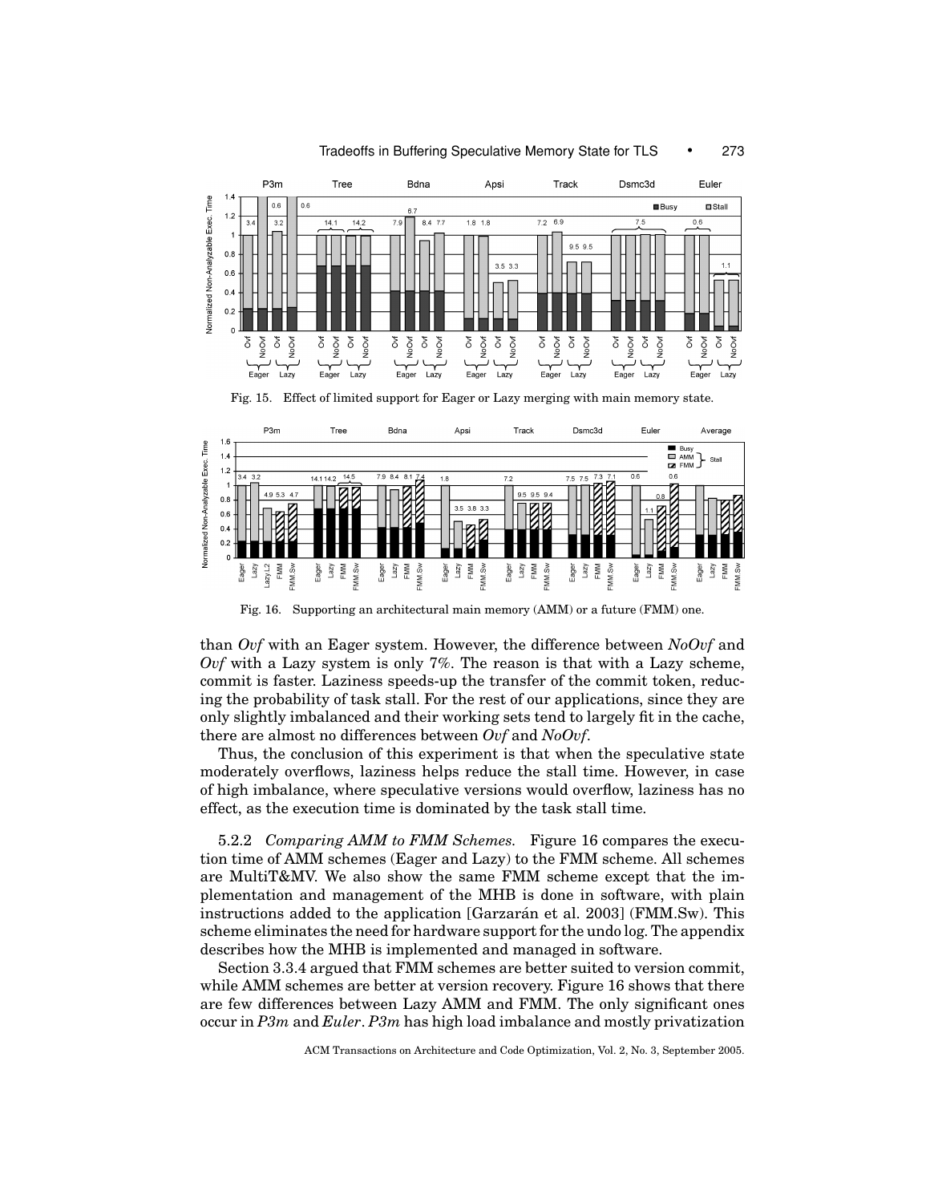Fig. 15. Effect of limited support for Eager or Lazy merging with main memory state.

Fig. 16. Supporting an architectural main memory (AMM) or a future (FMM) one.

than *Ovf* with an Eager system. However, the difference between *NoOvf* and *Ovf* with a Lazy system is only 7%. The reason is that with a Lazy scheme, commit is faster. Laziness speeds-up the transfer of the commit token, reducing the probability of task stall. For the rest of our applications, since they are only slightly imbalanced and their working sets tend to largely fit in the cache, there are almost no differences between *Ovf* and *NoOvf*.

Thus, the conclusion of this experiment is that when the speculative state moderately overflows, laziness helps reduce the stall time. However, in case of high imbalance, where speculative versions would overflow, laziness has no effect, as the execution time is dominated by the task stall time.

5.2.2 *Comparing AMM to FMM Schemes.* Figure 16 compares the execution time of AMM schemes (Eager and Lazy) to the FMM scheme. All schemes are MultiT&MV. We also show the same FMM scheme except that the implementation and management of the MHB is done in software, with plain instructions added to the application [Garzarán et al. 2003] (FMM.Sw). This scheme eliminates the need for hardware support for the undo log. The appendix describes how the MHB is implemented and managed in software.

Section 3.3.4 argued that FMM schemes are better suited to version commit, while AMM schemes are better at version recovery. Figure 16 shows that there are few differences between Lazy AMM and FMM. The only significant ones occur in *P3m* and *Euler*. *P3m* has high load imbalance and mostly privatization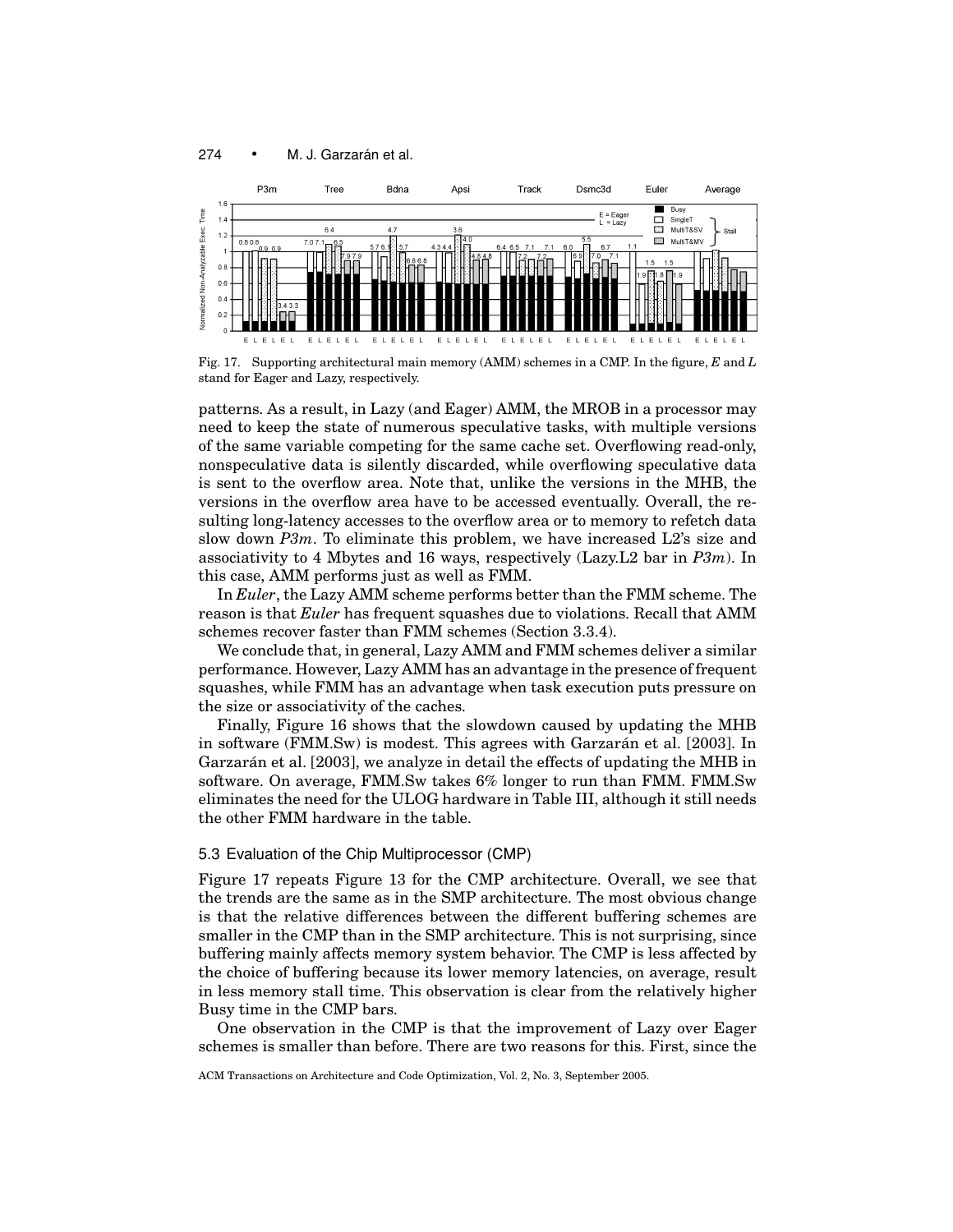Fig. 17. Supporting architectural main memory (AMM) schemes in a CMP. In the figure, *E* and *L* stand for Eager and Lazy, respectively.

patterns. As a result, in Lazy (and Eager) AMM, the MROB in a processor may need to keep the state of numerous speculative tasks, with multiple versions of the same variable competing for the same cache set. Overflowing read-only, nonspeculative data is silently discarded, while overflowing speculative data is sent to the overflow area. Note that, unlike the versions in the MHB, the versions in the overflow area have to be accessed eventually. Overall, the resulting long-latency accesses to the overflow area or to memory to refetch data slow down *P3m*. To eliminate this problem, we have increased L2's size and associativity to 4 Mbytes and 16 ways, respectively (Lazy.L2 bar in *P3m*). In this case, AMM performs just as well as FMM.

In *Euler*, the Lazy AMM scheme performs better than the FMM scheme. The reason is that *Euler* has frequent squashes due to violations. Recall that AMM schemes recover faster than FMM schemes (Section 3.3.4).

We conclude that, in general, Lazy AMM and FMM schemes deliver a similar performance. However, Lazy AMM has an advantage in the presence of frequent squashes, while FMM has an advantage when task execution puts pressure on the size or associativity of the caches.

Finally, Figure 16 shows that the slowdown caused by updating the MHB in software (FMM.Sw) is modest. This agrees with Garzarán et al. [2003]. In Garzarán et al. [2003], we analyze in detail the effects of updating the MHB in software. On average, FMM.Sw takes 6% longer to run than FMM. FMM.Sw eliminates the need for the ULOG hardware in Table III, although it still needs the other FMM hardware in the table.

### 5.3 Evaluation of the Chip Multiprocessor (CMP)

Figure 17 repeats Figure 13 for the CMP architecture. Overall, we see that the trends are the same as in the SMP architecture. The most obvious change is that the relative differences between the different buffering schemes are smaller in the CMP than in the SMP architecture. This is not surprising, since buffering mainly affects memory system behavior. The CMP is less affected by the choice of buffering because its lower memory latencies, on average, result in less memory stall time. This observation is clear from the relatively higher Busy time in the CMP bars.

One observation in the CMP is that the improvement of Lazy over Eager schemes is smaller than before. There are two reasons for this. First, since the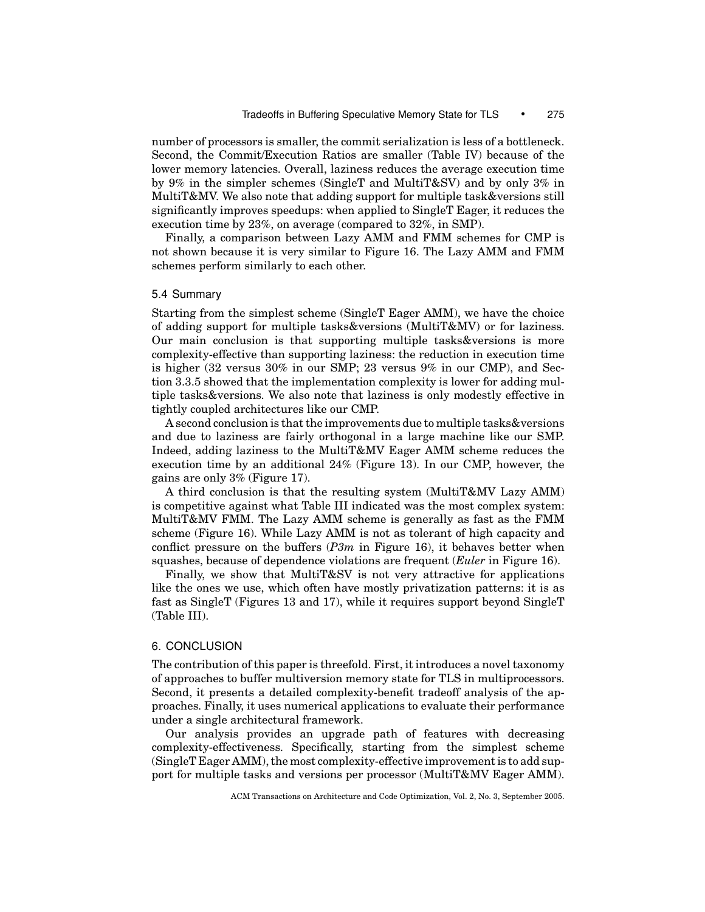number of processors is smaller, the commit serialization is less of a bottleneck. Second, the Commit/Execution Ratios are smaller (Table IV) because of the lower memory latencies. Overall, laziness reduces the average execution time by 9% in the simpler schemes (SingleT and MultiT&SV) and by only 3% in MultiT&MV. We also note that adding support for multiple task&versions still significantly improves speedups: when applied to SingleT Eager, it reduces the execution time by 23%, on average (compared to 32%, in SMP).

Finally, a comparison between Lazy AMM and FMM schemes for CMP is not shown because it is very similar to Figure 16. The Lazy AMM and FMM schemes perform similarly to each other.

### 5.4 Summary

Starting from the simplest scheme (SingleT Eager AMM), we have the choice of adding support for multiple tasks&versions (MultiT&MV) or for laziness. Our main conclusion is that supporting multiple tasks&versions is more complexity-effective than supporting laziness: the reduction in execution time is higher (32 versus 30% in our SMP; 23 versus 9% in our CMP), and Section 3.3.5 showed that the implementation complexity is lower for adding multiple tasks&versions. We also note that laziness is only modestly effective in tightly coupled architectures like our CMP.

A second conclusion is that the improvements due to multiple tasks&versions and due to laziness are fairly orthogonal in a large machine like our SMP. Indeed, adding laziness to the MultiT&MV Eager AMM scheme reduces the execution time by an additional 24% (Figure 13). In our CMP, however, the gains are only 3% (Figure 17).

A third conclusion is that the resulting system (MultiT&MV Lazy AMM) is competitive against what Table III indicated was the most complex system: MultiT&MV FMM. The Lazy AMM scheme is generally as fast as the FMM scheme (Figure 16). While Lazy AMM is not as tolerant of high capacity and conflict pressure on the buffers (*P3m* in Figure 16), it behaves better when squashes, because of dependence violations are frequent (*Euler* in Figure 16).

Finally, we show that MultiT&SV is not very attractive for applications like the ones we use, which often have mostly privatization patterns: it is as fast as SingleT (Figures 13 and 17), while it requires support beyond SingleT (Table III).

## 6. CONCLUSION

The contribution of this paper is threefold. First, it introduces a novel taxonomy of approaches to buffer multiversion memory state for TLS in multiprocessors. Second, it presents a detailed complexity-benefit tradeoff analysis of the approaches. Finally, it uses numerical applications to evaluate their performance under a single architectural framework.

Our analysis provides an upgrade path of features with decreasing complexity-effectiveness. Specifically, starting from the simplest scheme (SingleT Eager AMM), the most complexity-effective improvement is to add support for multiple tasks and versions per processor (MultiT&MV Eager AMM).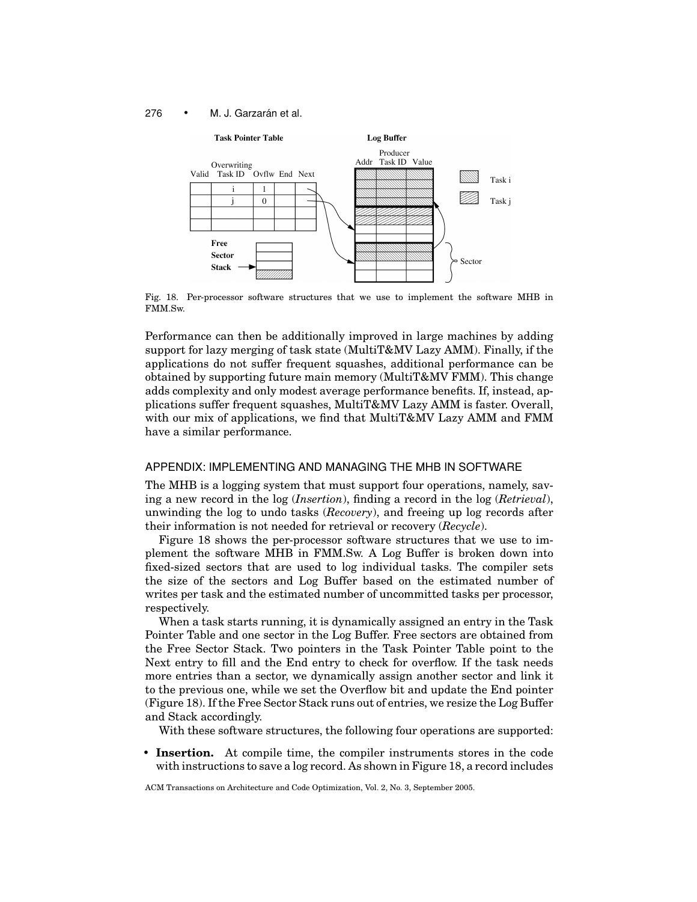Fig. 18. Per-processor software structures that we use to implement the software MHB in FMM.Sw.

Performance can then be additionally improved in large machines by adding support for lazy merging of task state (MultiT&MV Lazy AMM). Finally, if the applications do not suffer frequent squashes, additional performance can be obtained by supporting future main memory (MultiT&MV FMM). This change adds complexity and only modest average performance benefits. If, instead, applications suffer frequent squashes, MultiT&MV Lazy AMM is faster. Overall, with our mix of applications, we find that MultiT&MV Lazy AMM and FMM have a similar performance.

## APPENDIX: IMPLEMENTING AND MANAGING THE MHB IN SOFTWARE

The MHB is a logging system that must support four operations, namely, saving a new record in the log (*Insertion*), finding a record in the log (*Retrieval*), unwinding the log to undo tasks (*Recovery*), and freeing up log records after their information is not needed for retrieval or recovery (*Recycle*).

Figure 18 shows the per-processor software structures that we use to implement the software MHB in FMM.Sw. A Log Buffer is broken down into fixed-sized sectors that are used to log individual tasks. The compiler sets the size of the sectors and Log Buffer based on the estimated number of writes per task and the estimated number of uncommitted tasks per processor, respectively.

When a task starts running, it is dynamically assigned an entry in the Task Pointer Table and one sector in the Log Buffer. Free sectors are obtained from the Free Sector Stack. Two pointers in the Task Pointer Table point to the Next entry to fill and the End entry to check for overflow. If the task needs more entries than a sector, we dynamically assign another sector and link it to the previous one, while we set the Overflow bit and update the End pointer (Figure 18). If the Free Sector Stack runs out of entries, we resize the Log Buffer and Stack accordingly.

With these software structures, the following four operations are supported:

- **Insertion.** At compile time, the compiler instruments stores in the code with instructions to save a log record. As shown in Figure 18, a record includes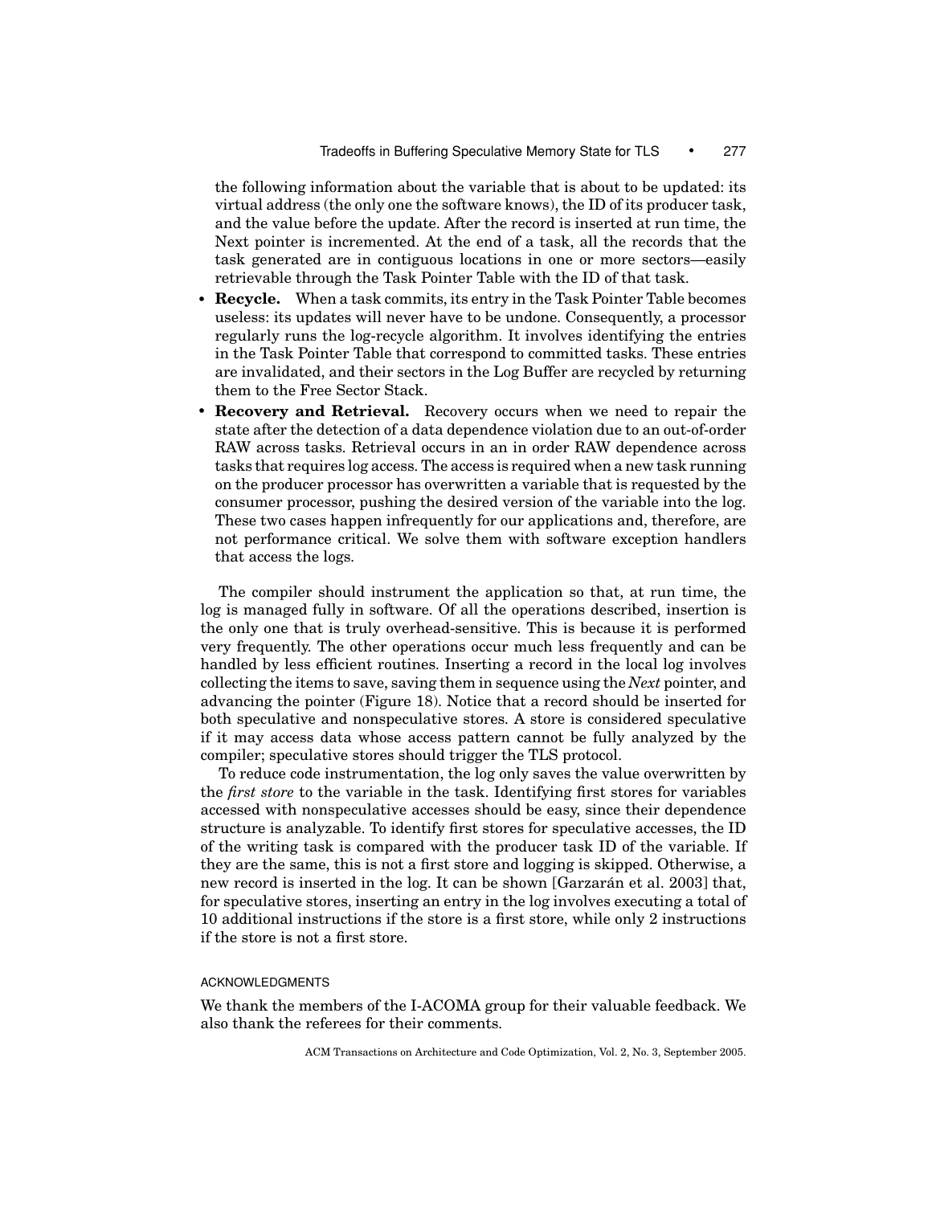the following information about the variable that is about to be updated: its virtual address (the only one the software knows), the ID of its producer task, and the value before the update. After the record is inserted at run time, the Next pointer is incremented. At the end of a task, all the records that the task generated are in contiguous locations in one or more sectors—easily retrievable through the Task Pointer Table with the ID of that task.

- **Recycle.** When a task commits, its entry in the Task Pointer Table becomes useless: its updates will never have to be undone. Consequently, a processor regularly runs the log-recycle algorithm. It involves identifying the entries in the Task Pointer Table that correspond to committed tasks. These entries are invalidated, and their sectors in the Log Buffer are recycled by returning them to the Free Sector Stack.
- **Recovery and Retrieval.** Recovery occurs when we need to repair the state after the detection of a data dependence violation due to an out-of-order RAW across tasks. Retrieval occurs in an in order RAW dependence across tasks that requires log access. The access is required when a new task running on the producer processor has overwritten a variable that is requested by the consumer processor, pushing the desired version of the variable into the log. These two cases happen infrequently for our applications and, therefore, are not performance critical. We solve them with software exception handlers that access the logs.

The compiler should instrument the application so that, at run time, the log is managed fully in software. Of all the operations described, insertion is the only one that is truly overhead-sensitive. This is because it is performed very frequently. The other operations occur much less frequently and can be handled by less efficient routines. Inserting a record in the local log involves collecting the items to save, saving them in sequence using the *Next* pointer, and advancing the pointer (Figure 18). Notice that a record should be inserted for both speculative and nonspeculative stores. A store is considered speculative if it may access data whose access pattern cannot be fully analyzed by the compiler; speculative stores should trigger the TLS protocol.

To reduce code instrumentation, the log only saves the value overwritten by the *first store* to the variable in the task. Identifying first stores for variables accessed with nonspeculative accesses should be easy, since their dependence structure is analyzable. To identify first stores for speculative accesses, the ID of the writing task is compared with the producer task ID of the variable. If they are the same, this is not a first store and logging is skipped. Otherwise, a new record is inserted in the log. It can be shown [Garzarán et al. 2003] that, for speculative stores, inserting an entry in the log involves executing a total of 10 additional instructions if the store is a first store, while only 2 instructions if the store is not a first store.

## ACKNOWLEDGMENTS

We thank the members of the I-ACOMA group for their valuable feedback. We also thank the referees for their comments.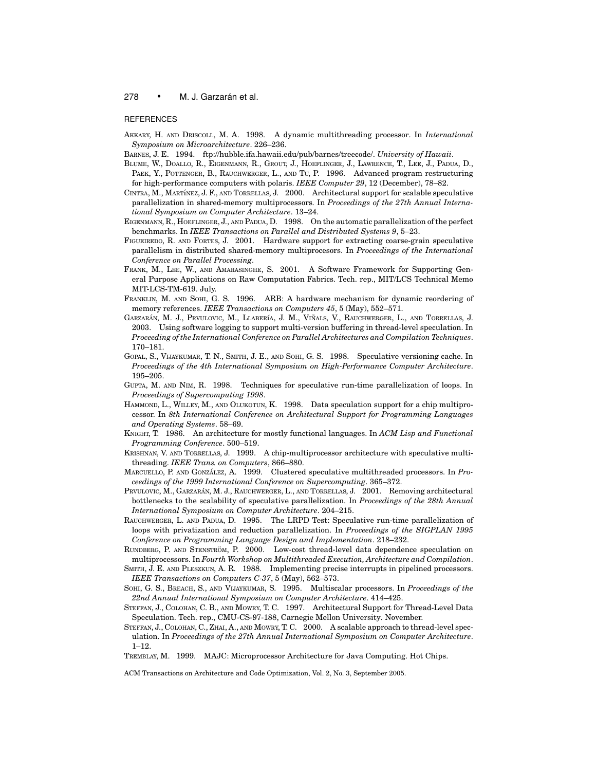## REFERENCES

AKKARY, H. AND DRISCOLL, M. A. 1998. A dynamic multithreading processor. In *International Symposium on Microarchitecture*. 226–236.

BARNES, J. E. 1994. ftp://hubble.ifa.hawaii.edu/pub/barnes/treecode/. *University of Hawaii*.

BLUME, W., DOALLO, R., EIGENMANN, R., GROUT, J., HOEFLINGER, J., LAWRENCE, T., LEE, J., PADUA, D., PAEK, Y., POTTENGER, B., RAUCHWERGER, L., AND TU, P. 1996. Advanced program restructuring for high-performance computers with polaris. *IEEE Computer 29*, 12 (December), 78–82.

CINTRA, M., MARTÍNEZ, J. F., AND TORRELLAS, J. 2000. Architectural support for scalable speculative parallelization in shared-memory multiprocessors. In *Proceedings of the 27th Annual International Symposium on Computer Architecture*. 13–24.

EIGENMANN, R., HOEFLINGER, J., AND PADUA, D. 1998. On the automatic parallelization of the perfect benchmarks. In *IEEE Transactions on Parallel and Distributed Systems 9*, 5–23.

FIGUEIREDO, R. AND FORTES, J. 2001. Hardware support for extracting coarse-grain speculative parallelism in distributed shared-memory multiprocesors. In *Proceedings of the International Conference on Parallel Processing*.

FRANK, M., LEE, W., AND AMARASINGHE, S. 2001. A Software Framework for Supporting General Purpose Applications on Raw Computation Fabrics. Tech. rep., MIT/LCS Technical Memo MIT-LCS-TM-619. July.

FRANKLIN, M. AND SOHI, G. S. 1996. ARB: A hardware mechanism for dynamic reordering of memory references. *IEEE Transactions on Computers 45*, 5 (May), 552–571.

GARZARÁN, M. J., PRVULOVIC, M., LLABERÍA, J. M., VIÑALS, V., RAUCHWERGER, L., AND TORRELLAS, J. 2003. Using software logging to support multi-version buffering in thread-level speculation. In *Proceeding of the International Conference on Parallel Architectures and Compilation Techniques*. 170–181.

GOPAL, S., VIJAYKUMAR, T. N., SMITH, J. E., AND SOHI, G. S. 1998. Speculative versioning cache. In *Proceedings of the 4th International Symposium on High-Performance Computer Architecture*. 195–205.

GUPTA, M. AND NIM, R. 1998. Techniques for speculative run-time parallelization of loops. In *Proceedings of Supercomputing 1998*.

HAMMOND, L., WILLEY, M., AND OLUKOTUN, K. 1998. Data speculation support for a chip multiprocessor. In *8th International Conference on Architectural Support for Programming Languages and Operating Systems*. 58–69.

KNIGHT, T. 1986. An architecture for mostly functional languages. In *ACM Lisp and Functional Programming Conference*. 500–519.

KRISHNAN, V. AND TORRELLAS, J. 1999. A chip-multiprocessor architecture with speculative multithreading. *IEEE Trans. on Computers*, 866–880.

MARCUELLO, P. AND GONZÁLEZ, A. 1999. Clustered speculative multithreaded processors. In *Proceedings of the 1999 International Conference on Supercomputing*. 365–372.

PRVULOVIC, M., GARZARÁN, M. J., RAUCHWERGER, L., AND TORRELLAS, J. 2001. Removing architectural bottlenecks to the scalability of speculative parallelization. In *Proceedings of the 28th Annual International Symposium on Computer Architecture*. 204–215.

RAUCHWERGER, L. AND PADUA, D. 1995. The LRPD Test: Speculative run-time parallelization of loops with privatization and reduction parallelization. In *Proceedings of the SIGPLAN 1995 Conference on Programming Language Design and Implementation*. 218–232.

RUNDBERG, P. AND STENSTRÖM, P. 2000. Low-cost thread-level data dependence speculation on multiprocessors. In *Fourth Workshop on Multithreaded Execution, Architecture and Compilation*.

SMITH, J. E. AND PLESZKUN, A. R. 1988. Implementing precise interrupts in pipelined processors. *IEEE Transactions on Computers C-37*, 5 (May), 562–573.

SOHI, G. S., BREACH, S., AND VIJAYKUMAR, S. 1995. Multiscalar processors. In *Proceedings of the 22nd Annual International Symposium on Computer Architecture*. 414–425.

STEFFAN, J., COLOHAN, C. B., AND MOWRY, T. C. 1997. Architectural Support for Thread-Level Data Speculation. Tech. rep., CMU-CS-97-188, Carnegie Mellon University. November.

STEFFAN, J., COLOHAN, C., ZHAI, A., AND MOWRY, T. C. 2000. A scalable approach to thread-level speculation. In *Proceedings of the 27th Annual International Symposium on Computer Architecture*. 1–12.

TREMBLAY, M. 1999. MAJC: Microprocessor Architecture for Java Computing. Hot Chips.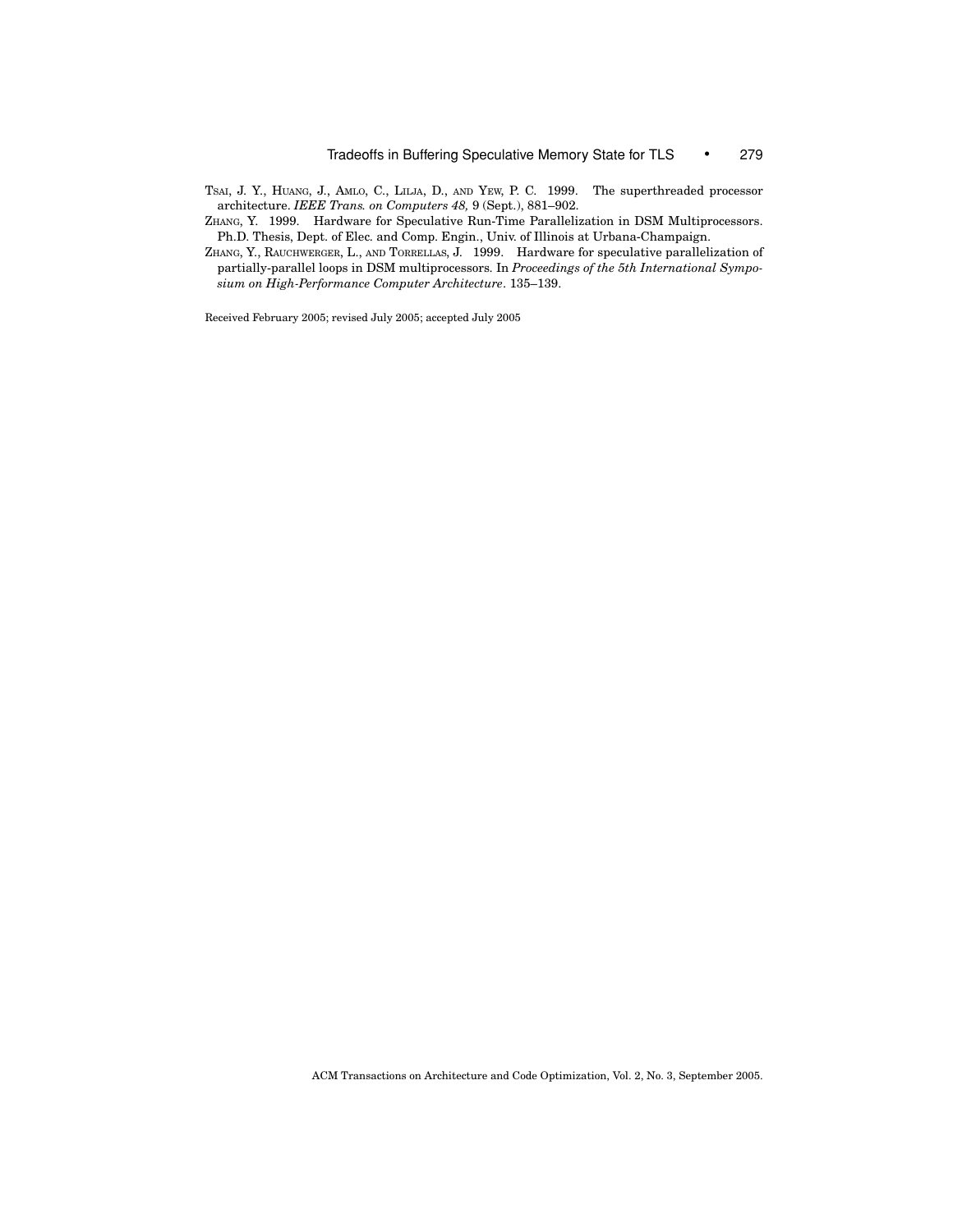TSAI, J. Y., HUANG, J., AMLO, C., LILJA, D., AND YEW, P. C. 1999. The superthreaded processor architecture. *IEEE Trans. on Computers 48,* 9 (Sept.), 881–902.

ZHANG, Y. 1999. Hardware for Speculative Run-Time Parallelization in DSM Multiprocessors. Ph.D. Thesis, Dept. of Elec. and Comp. Engin., Univ. of Illinois at Urbana-Champaign.

ZHANG, Y., RAUCHWERGER, L., AND TORRELLAS, J. 1999. Hardware for speculative parallelization of partially-parallel loops in DSM multiprocessors. In *Proceedings of the 5th International Symposium on High-Performance Computer Architecture*. 135–139.

Received February 2005; revised July 2005; accepted July 2005